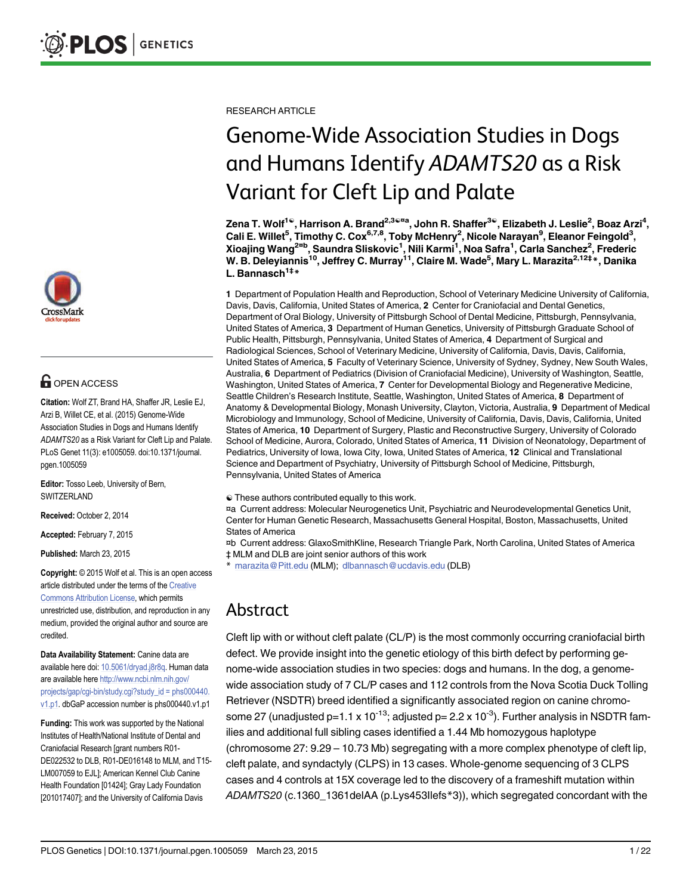RESEARCH ARTICLE

# Genome-Wide Association Studies in Dogs and Humans Identify *ADAMTS20* as a Risk Variant for Cleft Lip and Palate

**Zena T. Wolf[1☯], Harrison A. Brand[2,3☯¤a], John R. Shaffer[3☯], Elizabeth J. Leslie[2], Boaz Arzi[4], Cali E. Willet[5], Timothy C. Cox[6,7,8], Toby McHenry[2], Nicole Narayan[9], Eleanor Feingold[3], Xioajing Wang[2¤b], Saundra Sliskovic[1], Nili Karmi[1], Noa Safra[1], Carla Sanchez[2], Frederic W. B. Deleyiannis[10], Jeffrey C. Murray[11], Claire M. Wade[5], Mary L. Marazita[2,12‡*], Danika L. Bannasch[1‡*]**

1 Department of Population Health and Reproduction, School of Veterinary Medicine University of California, Davis, Davis, California, United States of America, 2 Center for Craniofacial and Dental Genetics, Department of Oral Biology, University of Pittsburgh School of Dental Medicine, Pittsburgh, Pennsylvania, United States of America, 3 Department of Human Genetics, University of Pittsburgh Graduate School of Public Health, Pittsburgh, Pennsylvania, United States of America, 4 Department of Surgical and Radiological Sciences, School of Veterinary Medicine, University of California, Davis, Davis, California, United States of America, 5 Faculty of Veterinary Science, University of Sydney, Sydney, New South Wales, Australia, 6 Department of Pediatrics (Division of Craniofacial Medicine), University of Washington, Seattle, Washington, United States of America, 7 Center for Developmental Biology and Regenerative Medicine, Seattle Children's Research Institute, Seattle, Washington, United States of America, 8 Department of Anatomy & Developmental Biology, Monash University, Clayton, Victoria, Australia, 9 Department of Medical Microbiology and Immunology, School of Medicine, University of California, Davis, Davis, California, United States of America, 10 Department of Surgery, Plastic and Reconstructive Surgery, University of Colorado School of Medicine, Aurora, Colorado, United States of America, 11 Division of Neonatology, Department of Pediatrics, University of Iowa, Iowa City, Iowa, United States of America, 12 Clinical and Translational Science and Department of Psychiatry, University of Pittsburgh School of Medicine, Pittsburgh, Pennsylvania, United States of America

☯ These authors contributed equally to this work.
¤a Current address: Molecular Neurogenetics Unit, Psychiatric and Neurodevelopmental Genetics Unit, Center for Human Genetic Research, Massachusetts General Hospital, Boston, Massachusetts, United States of America
¤b Current address: GlaxoSmithKline, Research Triangle Park, North Carolina, United States of America
‡ MLM and DLB are joint senior authors of this work
* marazita@Pitt.edu (MLM); dlbannasch@ucdavis.edu (DLB)

OPEN ACCESS

**Citation:** Wolf ZT, Brand HA, Shaffer JR, Leslie EJ, Arzi B, Willet CE, et al. (2015) Genome-Wide Association Studies in Dogs and Humans Identify *ADAMTS20* as a Risk Variant for Cleft Lip and Palate. PLoS Genet 11(3): e1005059. doi:10.1371/journal.pgen.1005059

**Editor:** Tosso Leeb, University of Bern, SWITZERLAND

**Received:** October 2, 2014

**Accepted:** February 7, 2015

**Published:** March 23, 2015

**Copyright:** © 2015 Wolf et al. This is an open access article distributed under the terms of the Creative Commons Attribution License, which permits unrestricted use, distribution, and reproduction in any medium, provided the original author and source are credited.

**Data Availability Statement:** Canine data are available here doi: 10.5061/dryad.j8r8q. Human data are available here http://www.ncbi.nlm.nih.gov/projects/gap/cgi-bin/study.cgi?study_id = phs000440.v1.p1. dbGaP accession number is phs000440.v1.p1

**Funding:** This work was supported by the National Institutes of Health/National Institute of Dental and Craniofacial Research [grant numbers R01-DE022532 to DLB, R01-DE016148 to MLM, and T15-LM007059 to EJL]; American Kennel Club Canine Health Foundation [01424]; Gray Lady Foundation [201017407]; and the University of California Davis

## Abstract

Cleft lip with or without cleft palate (CL/P) is the most commonly occurring craniofacial birth defect. We provide insight into the genetic etiology of this birth defect by performing genome-wide association studies in two species: dogs and humans. In the dog, a genome-wide association study of 7 CL/P cases and 112 controls from the Nova Scotia Duck Tolling Retriever (NSDTR) breed identified a significantly associated region on canine chromosome 27 (unadjusted $p = 1.1 \times 10^{-13}$; adjusted $p = 2.2 \times 10^{-3}$). Further analysis in NSDTR families and additional full sibling cases identified a 1.44 Mb homozygous haplotype (chromosome 27: 9.29 – 10.73 Mb) segregating with a more complex phenotype of cleft lip, cleft palate, and syndactyly (CLPS) in 13 cases. Whole-genome sequencing of 3 CLPS cases and 4 controls at 15X coverage led to the discovery of a frameshift mutation within *ADAMTS20* (c.1360_1361delAA (p.Lys453Ilefs*3)), which segregated concordant with the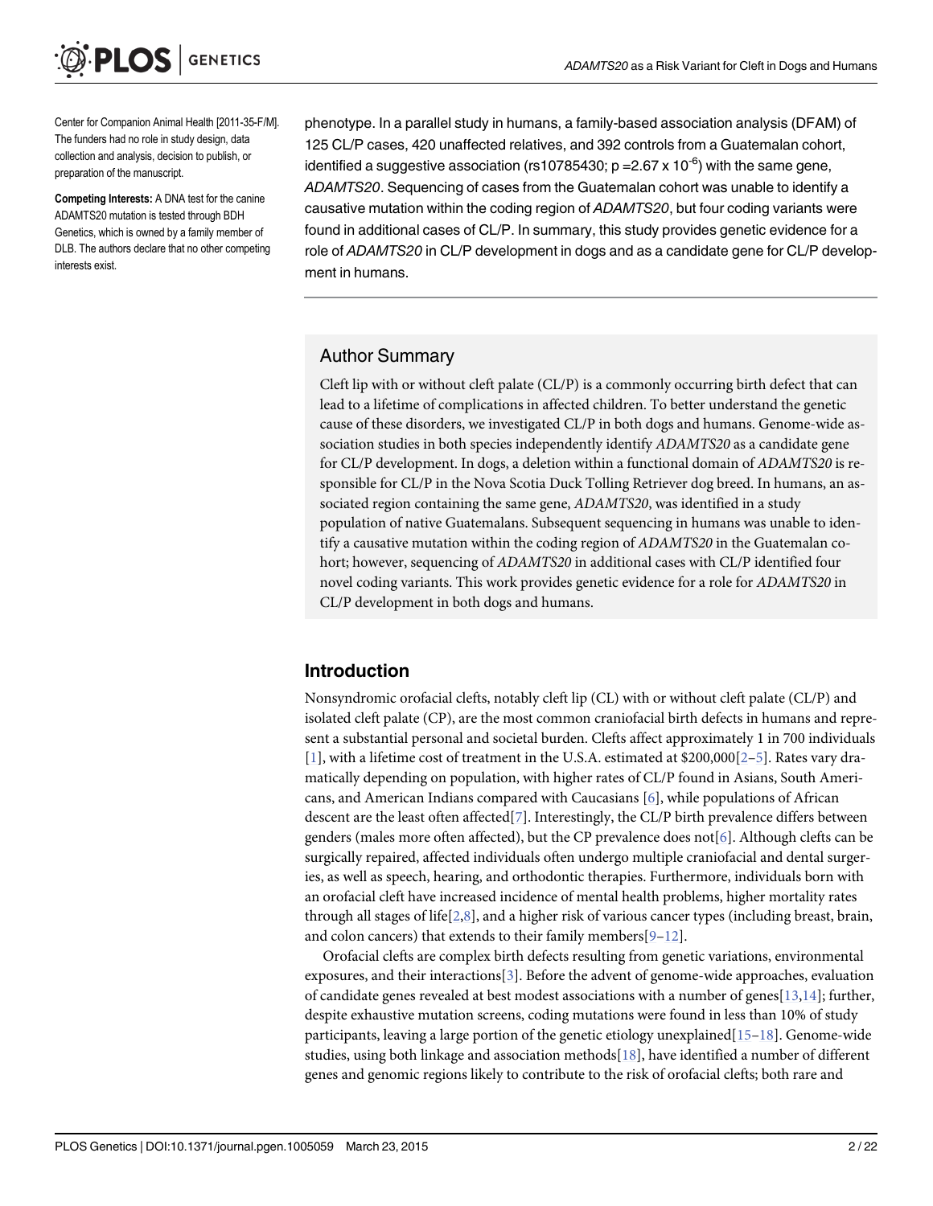Center for Companion Animal Health [2011-35-F/M]. The funders had no role in study design, data collection and analysis, decision to publish, or preparation of the manuscript.

**Competing Interests:** A DNA test for the canine ADAMTS20 mutation is tested through BDH Genetics, which is owned by a family member of DLB. The authors declare that no other competing interests exist.

phenotype. In a parallel study in humans, a family-based association analysis (DFAM) of 125 CL/P cases, 420 unaffected relatives, and 392 controls from a Guatemalan cohort, identified a suggestive association (rs10785430; $p = 2.67 \times 10^{-6}$) with the same gene, *ADAMTS20*. Sequencing of cases from the Guatemalan cohort was unable to identify a causative mutation within the coding region of *ADAMTS20*, but four coding variants were found in additional cases of CL/P. In summary, this study provides genetic evidence for a role of *ADAMTS20* in CL/P development in dogs and as a candidate gene for CL/P development in humans.

## Author Summary

Cleft lip with or without cleft palate (CL/P) is a commonly occurring birth defect that can lead to a lifetime of complications in affected children. To better understand the genetic cause of these disorders, we investigated CL/P in both dogs and humans. Genome-wide association studies in both species independently identify *ADAMTS20* as a candidate gene for CL/P development. In dogs, a deletion within a functional domain of *ADAMTS20* is responsible for CL/P in the Nova Scotia Duck Tolling Retriever dog breed. In humans, an associated region containing the same gene, *ADAMTS20*, was identified in a study population of native Guatemalans. Subsequent sequencing in humans was unable to identify a causative mutation within the coding region of *ADAMTS20* in the Guatemalan cohort; however, sequencing of *ADAMTS20* in additional cases with CL/P identified four novel coding variants. This work provides genetic evidence for a role for *ADAMTS20* in CL/P development in both dogs and humans.

## Introduction

Nonsyndromic orofacial clefts, notably cleft lip (CL) with or without cleft palate (CL/P) and isolated cleft palate (CP), are the most common craniofacial birth defects in humans and represent a substantial personal and societal burden. Clefts affect approximately 1 in 700 individuals [1], with a lifetime cost of treatment in the U.S.A. estimated at $200,000[2–5]. Rates vary dramatically depending on population, with higher rates of CL/P found in Asians, South Americans, and American Indians compared with Caucasians [6], while populations of African descent are the least often affected[7]. Interestingly, the CL/P birth prevalence differs between genders (males more often affected), but the CP prevalence does not[6]. Although clefts can be surgically repaired, affected individuals often undergo multiple craniofacial and dental surgeries, as well as speech, hearing, and orthodontic therapies. Furthermore, individuals born with an orofacial cleft have increased incidence of mental health problems, higher mortality rates through all stages of life[2,8], and a higher risk of various cancer types (including breast, brain, and colon cancers) that extends to their family members[9–12].

Orofacial clefts are complex birth defects resulting from genetic variations, environmental exposures, and their interactions[3]. Before the advent of genome-wide approaches, evaluation of candidate genes revealed at best modest associations with a number of genes[13,14]; further, despite exhaustive mutation screens, coding mutations were found in less than 10% of study participants, leaving a large portion of the genetic etiology unexplained[15–18]. Genome-wide studies, using both linkage and association methods[18], have identified a number of different genes and genomic regions likely to contribute to the risk of orofacial clefts; both rare and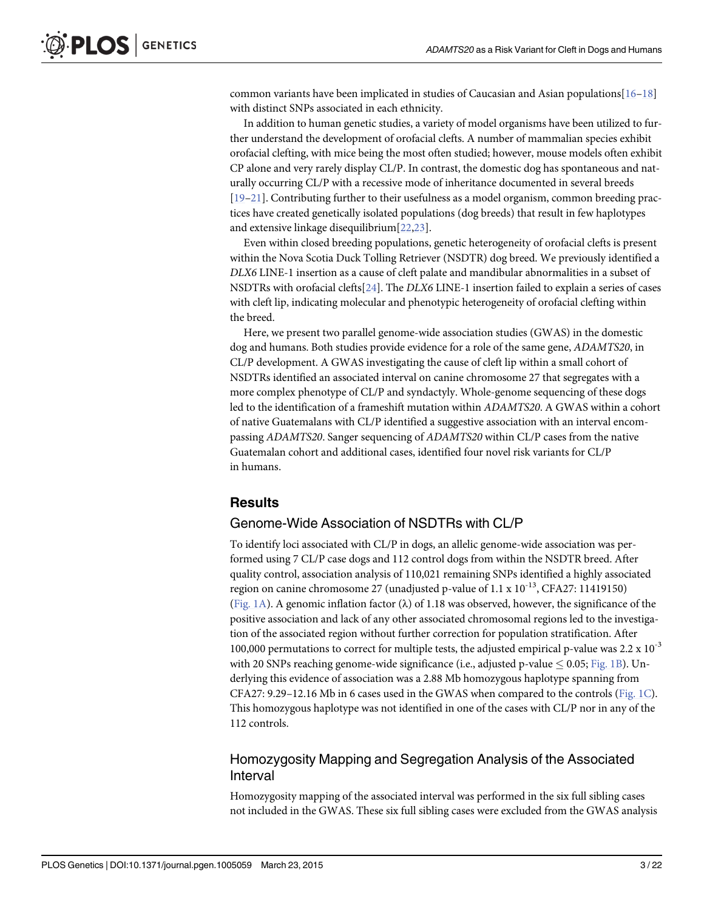common variants have been implicated in studies of Caucasian and Asian populations[16–18] with distinct SNPs associated in each ethnicity.

In addition to human genetic studies, a variety of model organisms have been utilized to further understand the development of orofacial clefts. A number of mammalian species exhibit orofacial clefting, with mice being the most often studied; however, mouse models often exhibit CP alone and very rarely display CL/P. In contrast, the domestic dog has spontaneous and naturally occurring CL/P with a recessive mode of inheritance documented in several breeds [19–21]. Contributing further to their usefulness as a model organism, common breeding practices have created genetically isolated populations (dog breeds) that result in few haplotypes and extensive linkage disequilibrium[22,23].

Even within closed breeding populations, genetic heterogeneity of orofacial clefts is present within the Nova Scotia Duck Tolling Retriever (NSDTR) dog breed. We previously identified a *DLX6* LINE-1 insertion as a cause of cleft palate and mandibular abnormalities in a subset of NSDTRs with orofacial clefts[24]. The *DLX6* LINE-1 insertion failed to explain a series of cases with cleft lip, indicating molecular and phenotypic heterogeneity of orofacial clefting within the breed.

Here, we present two parallel genome-wide association studies (GWAS) in the domestic dog and humans. Both studies provide evidence for a role of the same gene, *ADAMTS20*, in CL/P development. A GWAS investigating the cause of cleft lip within a small cohort of NSDTRs identified an associated interval on canine chromosome 27 that segregates with a more complex phenotype of CL/P and syndactyly. Whole-genome sequencing of these dogs led to the identification of a frameshift mutation within *ADAMTS20*. A GWAS within a cohort of native Guatemalans with CL/P identified a suggestive association with an interval encompassing *ADAMTS20*. Sanger sequencing of *ADAMTS20* within CL/P cases from the native Guatemalan cohort and additional cases, identified four novel risk variants for CL/P in humans.

## Results

### Genome-Wide Association of NSDTRs with CL/P

To identify loci associated with CL/P in dogs, an allelic genome-wide association was performed using 7 CL/P case dogs and 112 control dogs from within the NSDTR breed. After quality control, association analysis of 110,021 remaining SNPs identified a highly associated region on canine chromosome 27 (unadjusted p-value of $1.1 \times 10^{-13}$, CFA27: 11419150) (Fig. 1A). A genomic inflation factor ($\lambda$) of 1.18 was observed, however, the significance of the positive association and lack of any other associated chromosomal regions led to the investigation of the associated region without further correction for population stratification. After 100,000 permutations to correct for multiple tests, the adjusted empirical p-value was $2.2 \times 10^{-3}$ with 20 SNPs reaching genome-wide significance (i.e., adjusted p-value $\leq 0.05$; Fig. 1B). Underlying this evidence of association was a 2.88 Mb homozygous haplotype spanning from CFA27: 9.29–12.16 Mb in 6 cases used in the GWAS when compared to the controls (Fig. 1C). This homozygous haplotype was not identified in one of the cases with CL/P nor in any of the 112 controls.

### Homozygosity Mapping and Segregation Analysis of the Associated Interval

Homozygosity mapping of the associated interval was performed in the six full sibling cases not included in the GWAS. These six full sibling cases were excluded from the GWAS analysis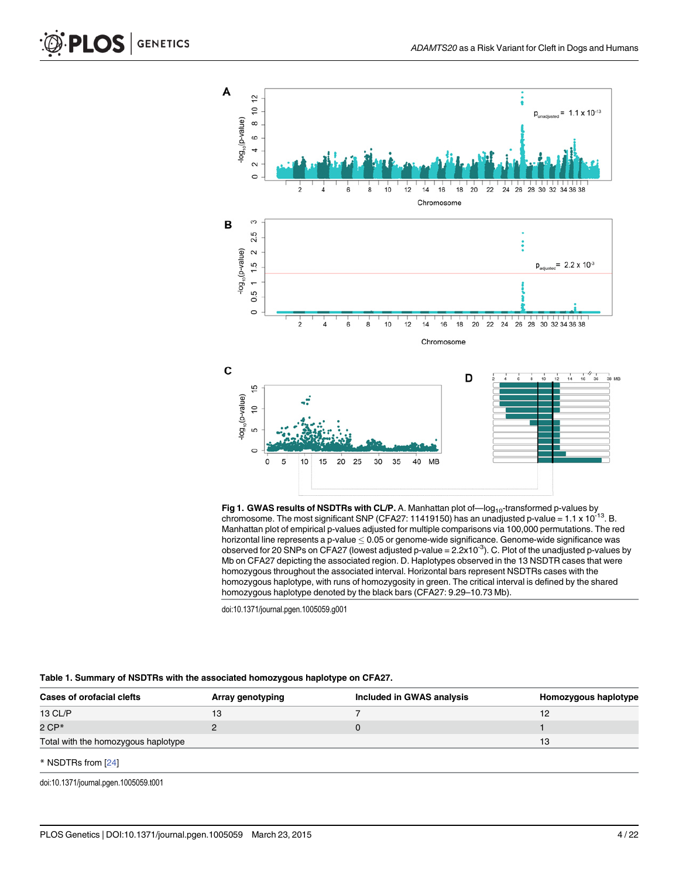**Fig 1. GWAS results of NSDTRs with CL/P.** A. Manhattan plot of—$\log_{10}$-transformed p-values by chromosome. The most significant SNP (CFA27: 11419150) has an unadjusted p-value = $1.1 \times 10^{-13}$. B. Manhattan plot of empirical p-values adjusted for multiple comparisons via 100,000 permutations. The red horizontal line represents a p-value $\leq 0.05$ or genome-wide significance. Genome-wide significance was observed for 20 SNPs on CFA27 (lowest adjusted p-value = $2.2 \times 10^{-3}$). C. Plot of the unadjusted p-values by Mb on CFA27 depicting the associated region. D. Haplotypes observed in the 13 NSDTR cases that were homozygous throughout the associated interval. Horizontal bars represent NSDTRs cases with the homozygous haplotype, with runs of homozygosity in green. The critical interval is defined by the shared homozygous haplotype denoted by the black bars (CFA27: 9.29–10.73 Mb).

doi:10.1371/journal.pgen.1005059.g001

**Table 1. Summary of NSDTRs with the associated homozygous haplotype on CFA27.**

| Cases of orofacial clefts | Array genotyping | Included in GWAS analysis | Homozygous haplotype |
|---|---|---|---|
| 13 CL/P | 13 | 7 | 12 |
| 2 CP* | 2 | 0 | 1 |
| Total with the homozygous haplotype | | | 13 |

* NSDTRs from [24]

doi:10.1371/journal.pgen.1005059.t001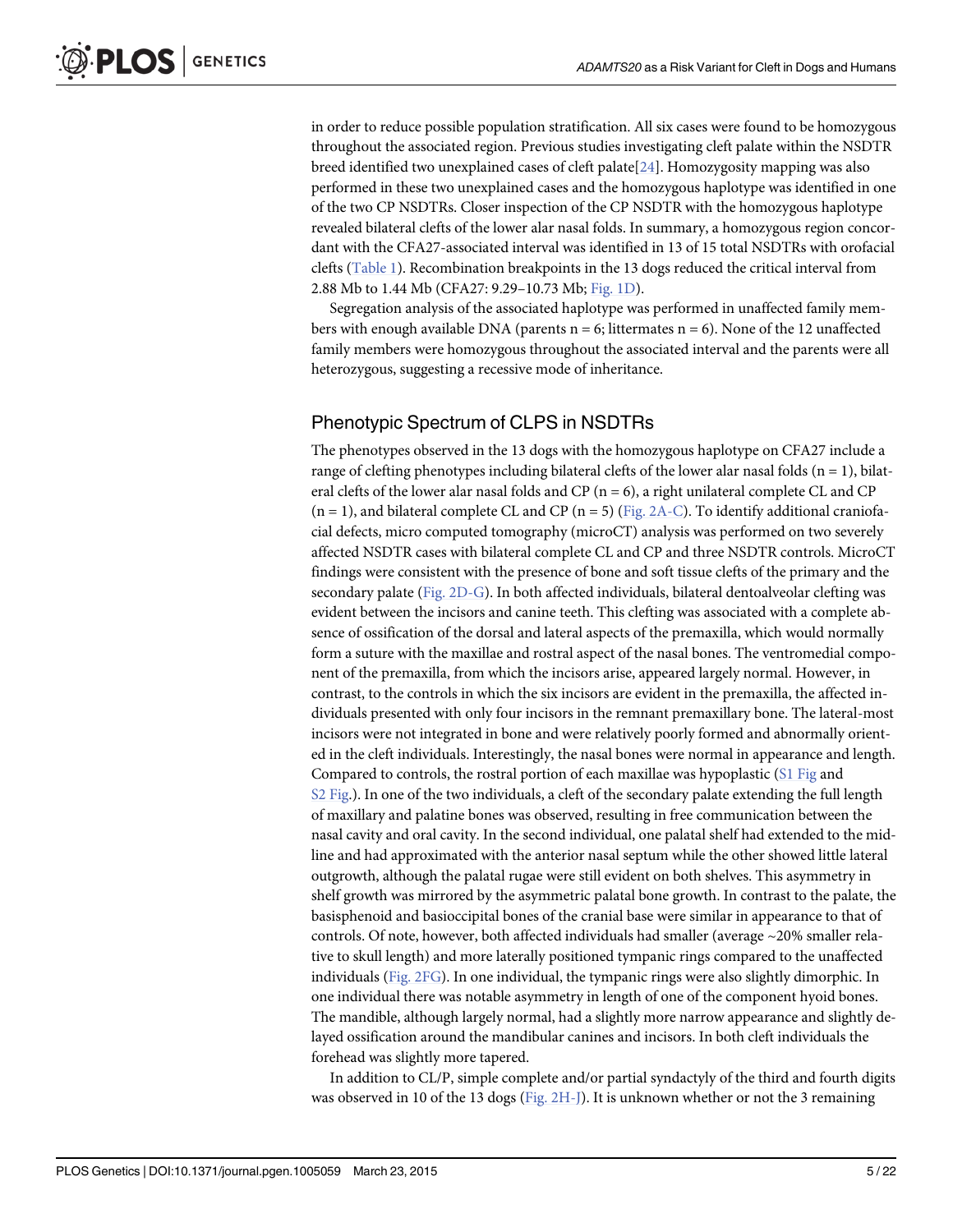in order to reduce possible population stratification. All six cases were found to be homozygous throughout the associated region. Previous studies investigating cleft palate within the NSDTR breed identified two unexplained cases of cleft palate[24]. Homozygosity mapping was also performed in these two unexplained cases and the homozygous haplotype was identified in one of the two CP NSDTRs. Closer inspection of the CP NSDTR with the homozygous haplotype revealed bilateral clefts of the lower alar nasal folds. In summary, a homozygous region concordant with the CFA27-associated interval was identified in 13 of 15 total NSDTRs with orofacial clefts (Table 1). Recombination breakpoints in the 13 dogs reduced the critical interval from 2.88 Mb to 1.44 Mb (CFA27: 9.29–10.73 Mb; Fig. 1D).

Segregation analysis of the associated haplotype was performed in unaffected family members with enough available DNA (parents n = 6; littermates n = 6). None of the 12 unaffected family members were homozygous throughout the associated interval and the parents were all heterozygous, suggesting a recessive mode of inheritance.

## Phenotypic Spectrum of CLPS in NSDTRs

The phenotypes observed in the 13 dogs with the homozygous haplotype on CFA27 include a range of clefting phenotypes including bilateral clefts of the lower alar nasal folds (n = 1), bilateral clefts of the lower alar nasal folds and CP (n = 6), a right unilateral complete CL and CP (n = 1), and bilateral complete CL and CP (n = 5) (Fig. 2A-C). To identify additional craniofacial defects, micro computed tomography (microCT) analysis was performed on two severely affected NSDTR cases with bilateral complete CL and CP and three NSDTR controls. MicroCT findings were consistent with the presence of bone and soft tissue clefts of the primary and the secondary palate (Fig. 2D-G). In both affected individuals, bilateral dentoalveolar clefting was evident between the incisors and canine teeth. This clefting was associated with a complete absence of ossification of the dorsal and lateral aspects of the premaxilla, which would normally form a suture with the maxillae and rostral aspect of the nasal bones. The ventromedial component of the premaxilla, from which the incisors arise, appeared largely normal. However, in contrast, to the controls in which the six incisors are evident in the premaxilla, the affected individuals presented with only four incisors in the remnant premaxillary bone. The lateral-most incisors were not integrated in bone and were relatively poorly formed and abnormally oriented in the cleft individuals. Interestingly, the nasal bones were normal in appearance and length. Compared to controls, the rostral portion of each maxillae was hypoplastic (S1 Fig and S2 Fig.). In one of the two individuals, a cleft of the secondary palate extending the full length of maxillary and palatine bones was observed, resulting in free communication between the nasal cavity and oral cavity. In the second individual, one palatal shelf had extended to the midline and had approximated with the anterior nasal septum while the other showed little lateral outgrowth, although the palatal rugae were still evident on both shelves. This asymmetry in shelf growth was mirrored by the asymmetric palatal bone growth. In contrast to the palate, the basisphenoid and basioccipital bones of the cranial base were similar in appearance to that of controls. Of note, however, both affected individuals had smaller (average ~20% smaller relative to skull length) and more laterally positioned tympanic rings compared to the unaffected individuals (Fig. 2FG). In one individual, the tympanic rings were also slightly dimorphic. In one individual there was notable asymmetry in length of one of the component hyoid bones. The mandible, although largely normal, had a slightly more narrow appearance and slightly delayed ossification around the mandibular canines and incisors. In both cleft individuals the forehead was slightly more tapered.

In addition to CL/P, simple complete and/or partial syndactyly of the third and fourth digits was observed in 10 of the 13 dogs (Fig. 2H-J). It is unknown whether or not the 3 remaining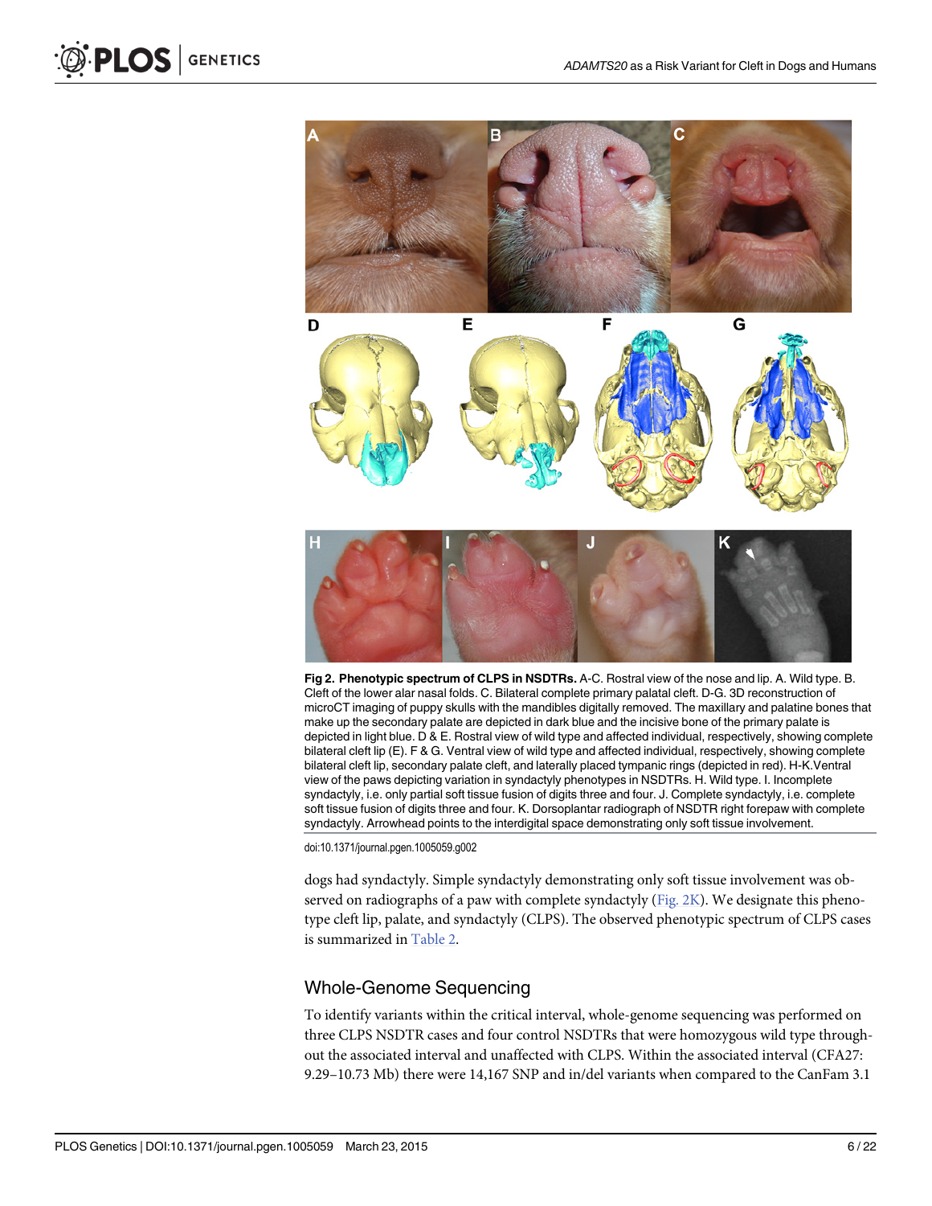**Fig 2. Phenotypic spectrum of CLPS in NSDTRs.** A-C. Rostral view of the nose and lip. A. Wild type. B. Cleft of the lower alar nasal folds. C. Bilateral complete primary palatal cleft. D-G. 3D reconstruction of microCT imaging of puppy skulls with the mandibles digitally removed. The maxillary and palatine bones that make up the secondary palate are depicted in dark blue and the incisive bone of the primary palate is depicted in light blue. D & E. Rostral view of wild type and affected individual, respectively, showing complete bilateral cleft lip (E). F & G. Ventral view of wild type and affected individual, respectively, showing complete bilateral cleft lip, secondary palate cleft, and laterally placed tympanic rings (depicted in red). H-K.Ventral view of the paws depicting variation in syndactyly phenotypes in NSDTRs. H. Wild type. I. Incomplete syndactyly, i.e. only partial soft tissue fusion of digits three and four. J. Complete syndactyly, i.e. complete soft tissue fusion of digits three and four. K. Dorsoplantar radiograph of NSDTR right forepaw with complete syndactyly. Arrowhead points to the interdigital space demonstrating only soft tissue involvement.

doi:10.1371/journal.pgen.1005059.g002

dogs had syndactyly. Simple syndactyly demonstrating only soft tissue involvement was observed on radiographs of a paw with complete syndactyly (Fig. 2K). We designate this phenotype cleft lip, palate, and syndactyly (CLPS). The observed phenotypic spectrum of CLPS cases is summarized in Table 2.

## Whole-Genome Sequencing

To identify variants within the critical interval, whole-genome sequencing was performed on three CLPS NSDTR cases and four control NSDTRs that were homozygous wild type throughout the associated interval and unaffected with CLPS. Within the associated interval (CFA27: 9.29–10.73 Mb) there were 14,167 SNP and in/del variants when compared to the CanFam 3.1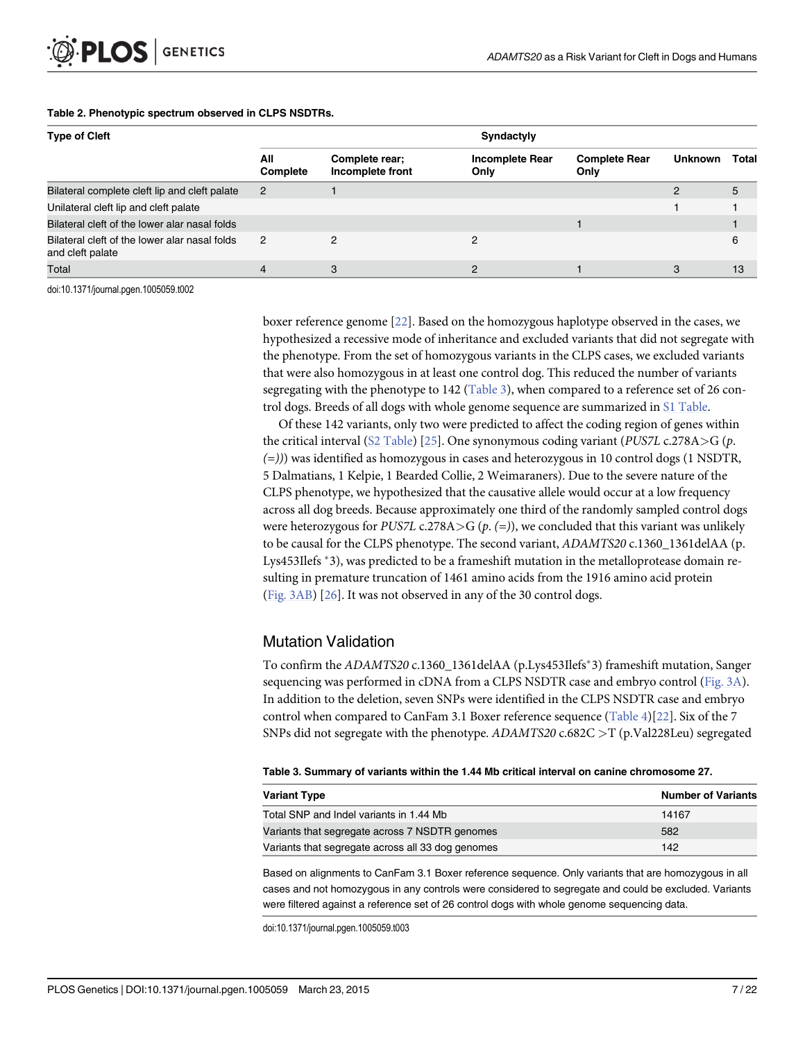**Table 2. Phenotypic spectrum observed in CLPS NSDTRs.**

| Type of Cleft | Syndactyly | | | | | |
|---|---|---|---|---|---|---|
| | All Complete | Complete rear; Incomplete front | Incomplete Rear Only | Complete Rear Only | Unknown | Total |
| Bilateral complete cleft lip and cleft palate | 2 | 1 | | | 2 | 5 |
| Unilateral cleft lip and cleft palate | | | | | 1 | 1 |
| Bilateral cleft of the lower alar nasal folds | | | | 1 | | 1 |
| Bilateral cleft of the lower alar nasal folds and cleft palate | 2 | 2 | 2 | | | 6 |
| Total | 4 | 3 | 2 | 1 | 3 | 13 |

doi:10.1371/journal.pgen.1005059.t002

boxer reference genome [22]. Based on the homozygous haplotype observed in the cases, we hypothesized a recessive mode of inheritance and excluded variants that did not segregate with the phenotype. From the set of homozygous variants in the CLPS cases, we excluded variants that were also homozygous in at least one control dog. This reduced the number of variants segregating with the phenotype to 142 (Table 3), when compared to a reference set of 26 control dogs. Breeds of all dogs with whole genome sequence are summarized in S1 Table.

Of these 142 variants, only two were predicted to affect the coding region of genes within the critical interval (S2 Table) [25]. One synonymous coding variant (*PUS7L* c.278A>G (*p.* (=))) was identified as homozygous in cases and heterozygous in 10 control dogs (1 NSDTR, 5 Dalmatians, 1 Kelpie, 1 Bearded Collie, 2 Weimaraners). Due to the severe nature of the CLPS phenotype, we hypothesized that the causative allele would occur at a low frequency across all dog breeds. Because approximately one third of the randomly sampled control dogs were heterozygous for *PUS7L* c.278A>G (*p.* (=)), we concluded that this variant was unlikely to be causal for the CLPS phenotype. The second variant, *ADAMTS20* c.1360_1361delAA (p. Lys453Ilefs*3), was predicted to be a frameshift mutation in the metalloprotease domain resulting in premature truncation of 1461 amino acids from the 1916 amino acid protein (Fig. 3AB) [26]. It was not observed in any of the 30 control dogs.

## Mutation Validation

To confirm the *ADAMTS20* c.1360_1361delAA (p.Lys453Ilefs*3) frameshift mutation, Sanger sequencing was performed in cDNA from a CLPS NSDTR case and embryo control (Fig. 3A). In addition to the deletion, seven SNPs were identified in the CLPS NSDTR case and embryo control when compared to CanFam 3.1 Boxer reference sequence (Table 4)[22]. Six of the 7 SNPs did not segregate with the phenotype. *ADAMTS20* c.682C >T (p.Val228Leu) segregated

**Table 3. Summary of variants within the 1.44 Mb critical interval on canine chromosome 27.**

| Variant Type | Number of Variants |
|---|---|
| Total SNP and Indel variants in 1.44 Mb | 14167 |
| Variants that segregate across 7 NSDTR genomes | 582 |
| Variants that segregate across all 33 dog genomes | 142 |

Based on alignments to CanFam 3.1 Boxer reference sequence. Only variants that are homozygous in all cases and not homozygous in any controls were considered to segregate and could be excluded. Variants were filtered against a reference set of 26 control dogs with whole genome sequencing data.

doi:10.1371/journal.pgen.1005059.t003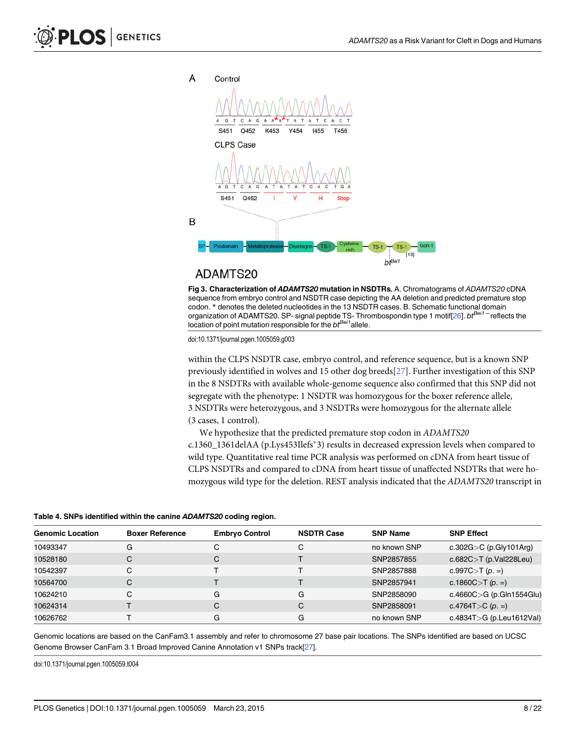**Fig 3. Characterization of *ADAMTS20* mutation in NSDTRs.** A. Chromatograms of *ADAMTS20* cDNA sequence from embryo control and NSDTR case depicting the AA deletion and predicted premature stop codon. * denotes the deleted nucleotides in the 13 NSDTR cases. B. Schematic functional domain organization of ADAMTS20. SP- signal peptide TS- Thrombospondin type 1 motif[26]. $bt^{Bei1-}$ reflects the location of point mutation responsible for the $bt^{Bei1}$ allele.

doi:10.1371/journal.pgen.1005059.g003

within the CLPS NSDTR case, embryo control, and reference sequence, but is a known SNP previously identified in wolves and 15 other dog breeds[27]. Further investigation of this SNP in the 8 NSDTRs with available whole-genome sequence also confirmed that this SNP did not segregate with the phenotype: 1 NSDTR was homozygous for the boxer reference allele, 3 NSDTRs were heterozygous, and 3 NSDTRs were homozygous for the alternate allele (3 cases, 1 control).

We hypothesize that the predicted premature stop codon in *ADAMTS20* c.1360_1361delAA (p.Lys453Ilefs*3) results in decreased expression levels when compared to wild type. Quantitative real time PCR analysis was performed on cDNA from heart tissue of CLPS NSDTRs and compared to cDNA from heart tissue of unaffected NSDTRs that were homozygous wild type for the deletion. REST analysis indicated that the *ADAMTS20* transcript in

**Table 4. SNPs identified within the canine *ADAMTS20* coding region.**

| Genomic Location | Boxer Reference | Embryo Control | NSDTR Case | SNP Name | SNP Effect |
|---|---|---|---|---|---|
| 10493347 | G | C | C | no known SNP | c.302G>C (p.Gly101Arg) |
| 10528180 | C | C | T | SNP2857855 | c.682C>T (p.Val228Leu) |
| 10542397 | C | T | T | SNP2857888 | c.997C>T (*p.* =) |
| 10564700 | C | T | T | SNP2857941 | c.1860C>T (*p.* =) |
| 10624210 | C | G | G | SNP2858090 | c.4660C>G (p.Gln1554Glu) |
| 10624314 | T | C | C | SNP2858091 | c.4764T>C (*p.* =) |
| 10626762 | T | G | G | no known SNP | c.4834T>G (p.Leu1612Val) |

Genomic locations are based on the CanFam3.1 assembly and refer to chromosome 27 base pair locations. The SNPs identified are based on UCSC Genome Browser CanFam 3.1 Broad Improved Canine Annotation v1 SNPs track[27].

doi:10.1371/journal.pgen.1005059.t004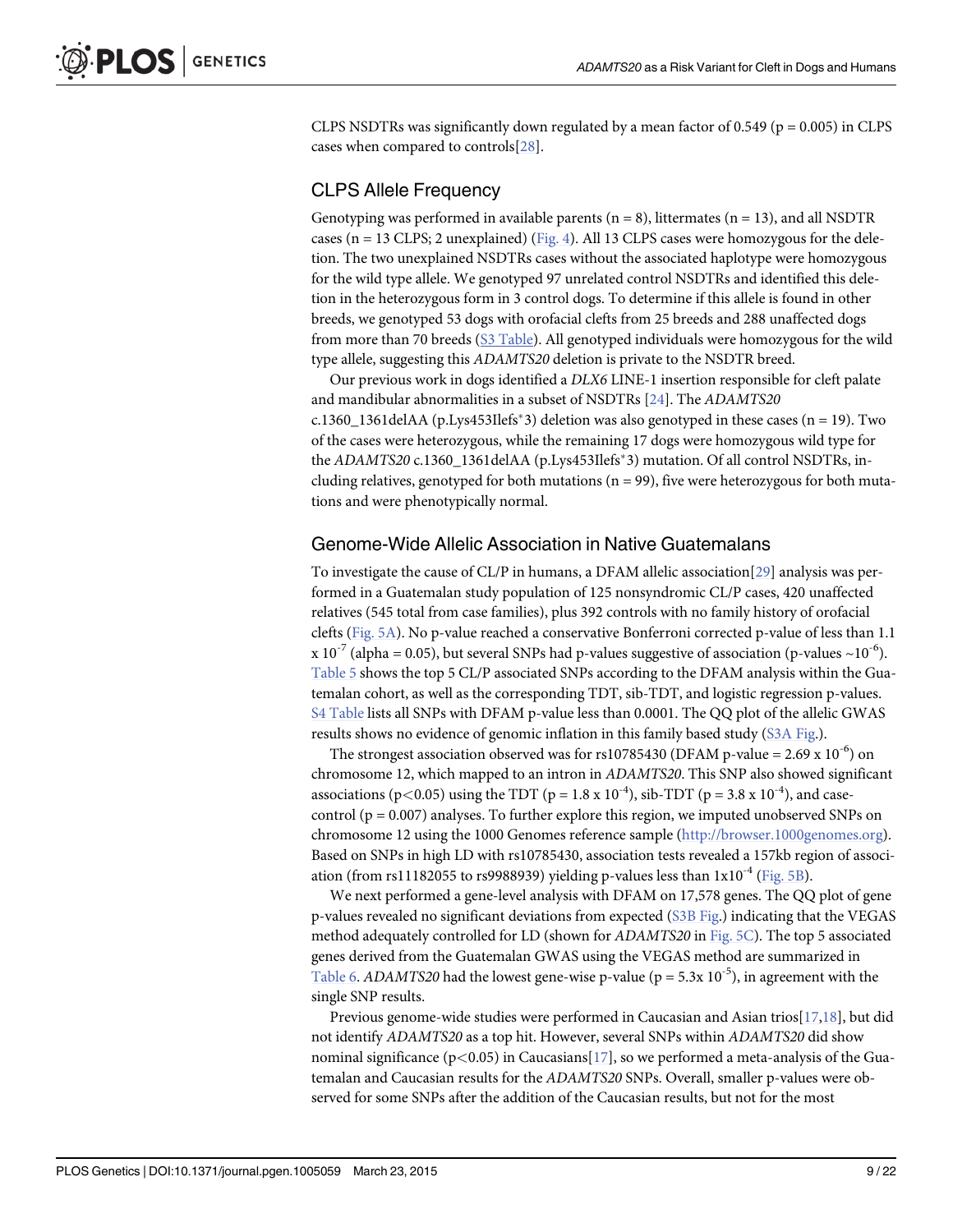CLPS NSDTRs was significantly down regulated by a mean factor of 0.549 ($p = 0.005$) in CLPS cases when compared to controls[28].

## CLPS Allele Frequency

Genotyping was performed in available parents ($n = 8$), littermates ($n = 13$), and all NSDTR cases ($n = 13$ CLPS; 2 unexplained) (Fig. 4). All 13 CLPS cases were homozygous for the deletion. The two unexplained NSDTRs cases without the associated haplotype were homozygous for the wild type allele. We genotyped 97 unrelated control NSDTRs and identified this deletion in the heterozygous form in 3 control dogs. To determine if this allele is found in other breeds, we genotyped 53 dogs with orofacial clefts from 25 breeds and 288 unaffected dogs from more than 70 breeds (S3 Table). All genotyped individuals were homozygous for the wild type allele, suggesting this *ADAMTS20* deletion is private to the NSDTR breed.

Our previous work in dogs identified a *DLX6* LINE-1 insertion responsible for cleft palate and mandibular abnormalities in a subset of NSDTRs [24]. The *ADAMTS20* c.1360_1361delAA (p.Lys453Ilefs*3) deletion was also genotyped in these cases ($n = 19$). Two of the cases were heterozygous, while the remaining 17 dogs were homozygous wild type for the *ADAMTS20* c.1360_1361delAA (p.Lys453Ilefs*3) mutation. Of all control NSDTRs, including relatives, genotyped for both mutations ($n = 99$), five were heterozygous for both mutations and were phenotypically normal.

## Genome-Wide Allelic Association in Native Guatemalans

To investigate the cause of CL/P in humans, a DFAM allelic association[29] analysis was performed in a Guatemalan study population of 125 nonsyndromic CL/P cases, 420 unaffected relatives (545 total from case families), plus 392 controls with no family history of orofacial clefts (Fig. 5A). No p-value reached a conservative Bonferroni corrected p-value of less than $1.1 \times 10^{-7}$ (alpha = 0.05), but several SNPs had p-values suggestive of association (p-values $\sim 10^{-6}$). Table 5 shows the top 5 CL/P associated SNPs according to the DFAM analysis within the Guatemalan cohort, as well as the corresponding TDT, sib-TDT, and logistic regression p-values. S4 Table lists all SNPs with DFAM p-value less than 0.0001. The QQ plot of the allelic GWAS results shows no evidence of genomic inflation in this family based study (S3A Fig.).

The strongest association observed was for rs10785430 (DFAM p-value = $2.69 \times 10^{-6}$) on chromosome 12, which mapped to an intron in *ADAMTS20*. This SNP also showed significant associations ($p<0.05$) using the TDT ($p = 1.8 \times 10^{-4}$), sib-TDT ($p = 3.8 \times 10^{-4}$), and case-control ($p = 0.007$) analyses. To further explore this region, we imputed unobserved SNPs on chromosome 12 using the 1000 Genomes reference sample (http://browser.1000genomes.org). Based on SNPs in high LD with rs10785430, association tests revealed a 157kb region of association (from rs11182055 to rs9988939) yielding p-values less than $1 \times 10^{-4}$ (Fig. 5B).

We next performed a gene-level analysis with DFAM on 17,578 genes. The QQ plot of gene p-values revealed no significant deviations from expected (S3B Fig.) indicating that the VEGAS method adequately controlled for LD (shown for *ADAMTS20* in Fig. 5C). The top 5 associated genes derived from the Guatemalan GWAS using the VEGAS method are summarized in Table 6. *ADAMTS20* had the lowest gene-wise p-value ($p = 5.3 \times 10^{-5}$), in agreement with the single SNP results.

Previous genome-wide studies were performed in Caucasian and Asian trios[17,18], but did not identify *ADAMTS20* as a top hit. However, several SNPs within *ADAMTS20* did show nominal significance ($p<0.05$) in Caucasians[17], so we performed a meta-analysis of the Guatemalan and Caucasian results for the *ADAMTS20* SNPs. Overall, smaller p-values were observed for some SNPs after the addition of the Caucasian results, but not for the most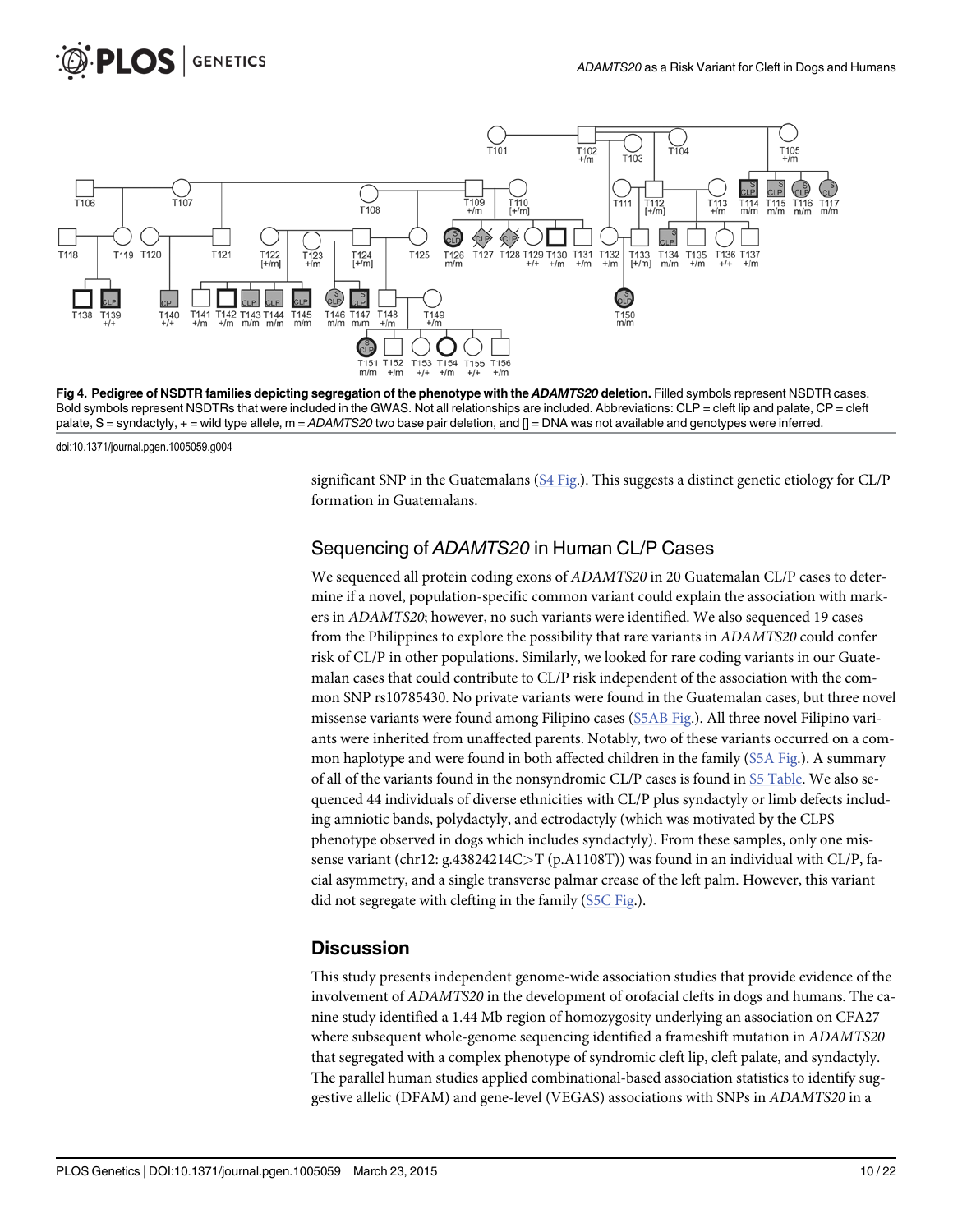Fig 4. Pedigree of NSDTR families depicting segregation of the phenotype with the *ADAMTS20* deletion. Filled symbols represent NSDTR cases. Bold symbols represent NSDTRs that were included in the GWAS. Not all relationships are included. Abbreviations: CLP = cleft lip and palate, CP = cleft palate, S = syndactyly, + = wild type allele, m = *ADAMTS20* two base pair deletion, and [] = DNA was not available and genotypes were inferred.

doi:10.1371/journal.pgen.1005059.g004

significant SNP in the Guatemalans (S4 Fig.). This suggests a distinct genetic etiology for CL/P formation in Guatemalans.

## Sequencing of *ADAMTS20* in Human CL/P Cases

We sequenced all protein coding exons of *ADAMTS20* in 20 Guatemalan CL/P cases to determine if a novel, population-specific common variant could explain the association with markers in *ADAMTS20*; however, no such variants were identified. We also sequenced 19 cases from the Philippines to explore the possibility that rare variants in *ADAMTS20* could confer risk of CL/P in other populations. Similarly, we looked for rare coding variants in our Guatemalan cases that could contribute to CL/P risk independent of the association with the common SNP rs10785430. No private variants were found in the Guatemalan cases, but three novel missense variants were found among Filipino cases (S5AB Fig.). All three novel Filipino variants were inherited from unaffected parents. Notably, two of these variants occurred on a common haplotype and were found in both affected children in the family (S5A Fig.). A summary of all of the variants found in the nonsyndromic CL/P cases is found in S5 Table. We also sequenced 44 individuals of diverse ethnicities with CL/P plus syndactyly or limb defects including amniotic bands, polydactyly, and ectrodactyly (which was motivated by the CLPS phenotype observed in dogs which includes syndactyly). From these samples, only one missense variant (chr12: g.43824214C>T (p.A1108T)) was found in an individual with CL/P, facial asymmetry, and a single transverse palmar crease of the left palm. However, this variant did not segregate with clefting in the family (S5C Fig.).

## Discussion

This study presents independent genome-wide association studies that provide evidence of the involvement of *ADAMTS20* in the development of orofacial clefts in dogs and humans. The canine study identified a 1.44 Mb region of homozygosity underlying an association on CFA27 where subsequent whole-genome sequencing identified a frameshift mutation in *ADAMTS20* that segregated with a complex phenotype of syndromic cleft lip, cleft palate, and syndactyly. The parallel human studies applied combinational-based association statistics to identify suggestive allelic (DFAM) and gene-level (VEGAS) associations with SNPs in *ADAMTS20* in a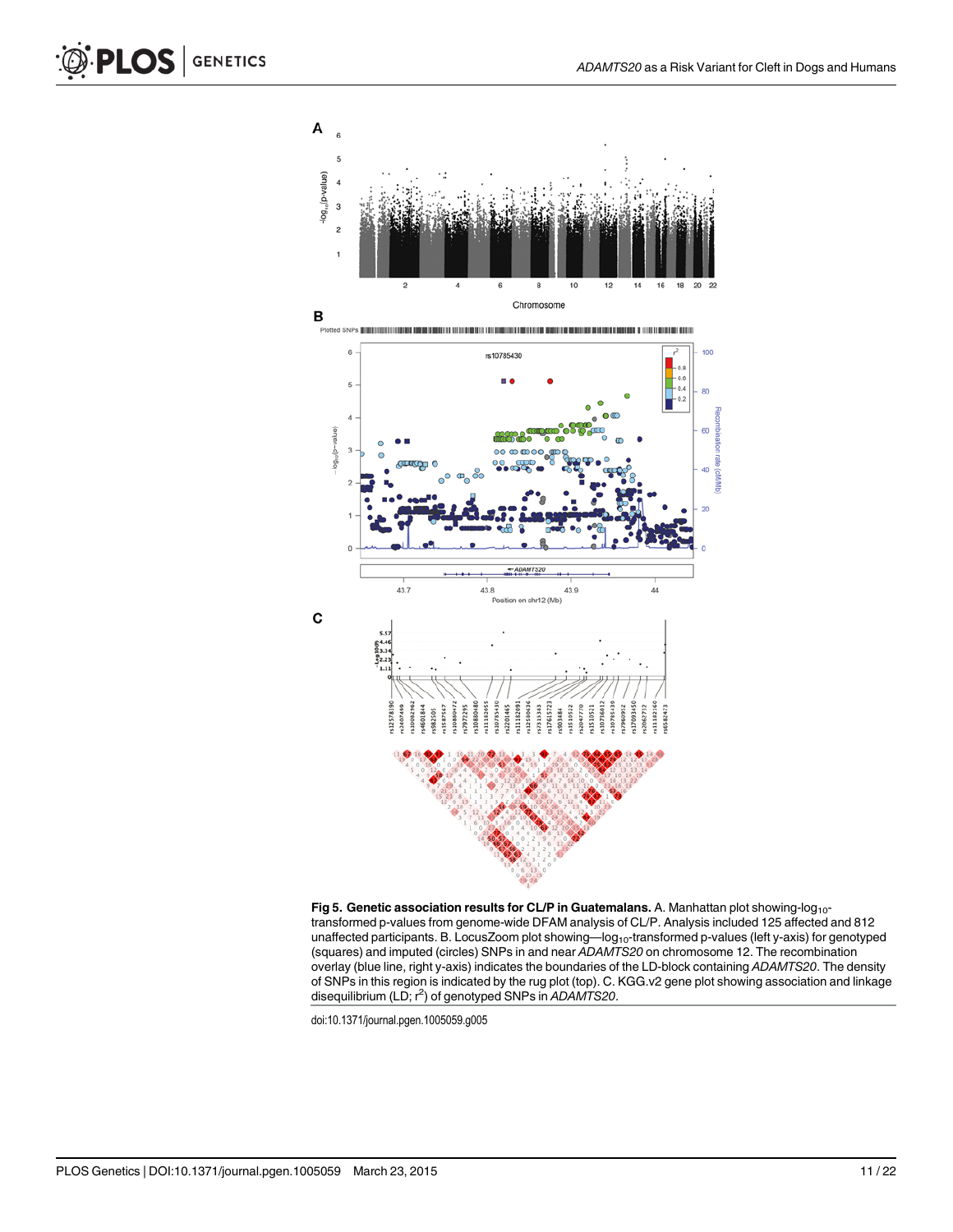**Fig 5. Genetic association results for CL/P in Guatemalans.** A. Manhattan plot showing-$\log_{10}$-transformed p-values from genome-wide DFAM analysis of CL/P. Analysis included 125 affected and 812 unaffected participants. B. LocusZoom plot showing—$\log_{10}$-transformed p-values (left y-axis) for genotyped (squares) and imputed (circles) SNPs in and near *ADAMTS20* on chromosome 12. The recombination overlay (blue line, right y-axis) indicates the boundaries of the LD-block containing *ADAMTS20*. The density of SNPs in this region is indicated by the rug plot (top). C. KGG.v2 gene plot showing association and linkage disequilibrium (LD; $r^2$) of genotyped SNPs in *ADAMTS20*.

doi:10.1371/journal.pgen.1005059.g005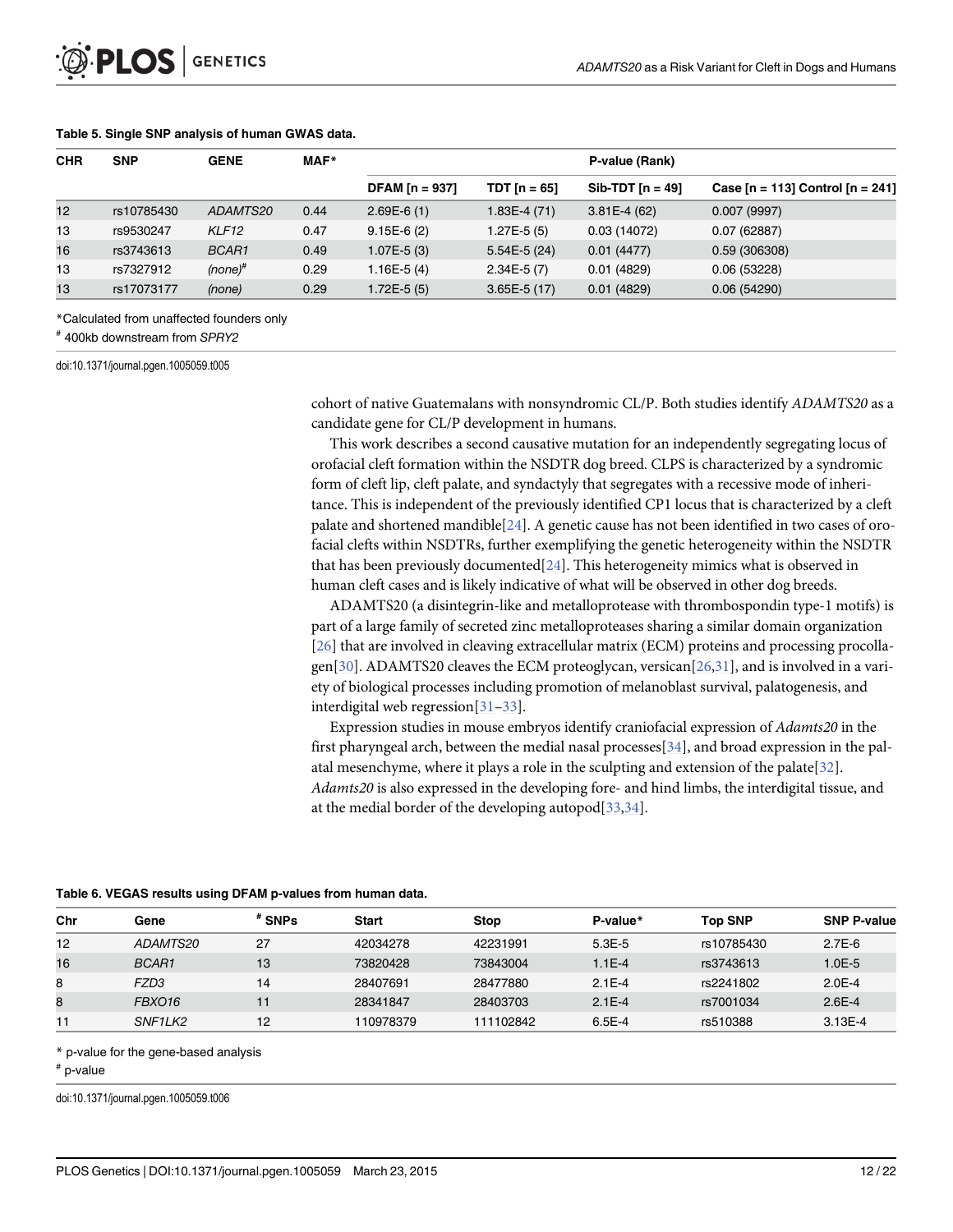**Table 5. Single SNP analysis of human GWAS data.**

| CHR | SNP | GENE | MAF* | P-value (Rank) | | | |
|---|---|---|---|---|---|---|---|
| | | | | DFAM [n = 937] | TDT [n = 65] | Sib-TDT [n = 49] | Case [n = 113] Control [n = 241] |
| 12 | rs10785430 | *ADAMTS20* | 0.44 | 2.69E-6 (1) | 1.83E-4 (71) | 3.81E-4 (62) | 0.007 (9997) |
| 13 | rs9530247 | *KLF12* | 0.47 | 9.15E-6 (2) | 1.27E-5 (5) | 0.03 (14072) | 0.07 (62887) |
| 16 | rs3743613 | *BCAR1* | 0.49 | 1.07E-5 (3) | 5.54E-5 (24) | 0.01 (4477) | 0.59 (306308) |
| 13 | rs7327912 | *(none)*# | 0.29 | 1.16E-5 (4) | 2.34E-5 (7) | 0.01 (4829) | 0.06 (53228) |
| 13 | rs17073177 | *(none)* | 0.29 | 1.72E-5 (5) | 3.65E-5 (17) | 0.01 (4829) | 0.06 (54290) |

*Calculated from unaffected founders only

# 400kb downstream from *SPRY2*

doi:10.1371/journal.pgen.1005059.t005

cohort of native Guatemalans with nonsyndromic CL/P. Both studies identify *ADAMTS20* as a candidate gene for CL/P development in humans.

This work describes a second causative mutation for an independently segregating locus of orofacial cleft formation within the NSDTR dog breed. CLPS is characterized by a syndromic form of cleft lip, cleft palate, and syndactyly that segregates with a recessive mode of inheritance. This is independent of the previously identified CP1 locus that is characterized by a cleft palate and shortened mandible[24]. A genetic cause has not been identified in two cases of orofacial clefts within NSDTRs, further exemplifying the genetic heterogeneity within the NSDTR that has been previously documented[24]. This heterogeneity mimics what is observed in human cleft cases and is likely indicative of what will be observed in other dog breeds.

ADAMTS20 (a disintegrin-like and metalloprotease with thrombospondin type-1 motifs) is part of a large family of secreted zinc metalloproteases sharing a similar domain organization [26] that are involved in cleaving extracellular matrix (ECM) proteins and processing procollagen[30]. ADAMTS20 cleaves the ECM proteoglycan, versican[26,31], and is involved in a variety of biological processes including promotion of melanoblast survival, palatogenesis, and interdigital web regression[31–33].

Expression studies in mouse embryos identify craniofacial expression of *Adamts20* in the first pharyngeal arch, between the medial nasal processes[34], and broad expression in the palatal mesenchyme, where it plays a role in the sculpting and extension of the palate[32]. *Adamts20* is also expressed in the developing fore- and hind limbs, the interdigital tissue, and at the medial border of the developing autopod[33,34].

**Table 6. VEGAS results using DFAM p-values from human data.**

| Chr | Gene | # SNPs | Start | Stop | P-value* | Top SNP | SNP P-value |
|---|---|---|---|---|---|---|---|
| 12 | *ADAMTS20* | 27 | 42034278 | 42231991 | 5.3E-5 | rs10785430 | 2.7E-6 |
| 16 | *BCAR1* | 13 | 73820428 | 73843004 | 1.1E-4 | rs3743613 | 1.0E-5 |
| 8 | *FZD3* | 14 | 28407691 | 28477880 | 2.1E-4 | rs2241802 | 2.0E-4 |
| 8 | *FBXO16* | 11 | 28341847 | 28403703 | 2.1E-4 | rs7001034 | 2.6E-4 |
| 11 | *SNF1LK2* | 12 | 110978379 | 111102842 | 6.5E-4 | rs510388 | 3.13E-4 |

* p-value for the gene-based analysis

# p-value

doi:10.1371/journal.pgen.1005059.t006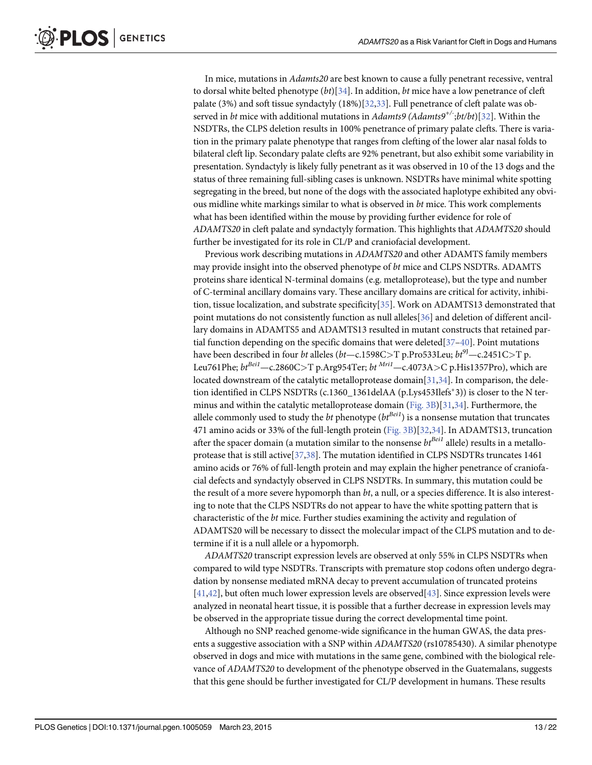In mice, mutations in *Adamts20* are best known to cause a fully penetrant recessive, ventral to dorsal white belted phenotype (*bt*)[34]. In addition, *bt* mice have a low penetrance of cleft palate (3%) and soft tissue syndactyly (18%)[32,33]. Full penetrance of cleft palate was observed in *bt* mice with additional mutations in *Adamts9* (*Adamts9*$^{+/-}$;*bt/bt*)[32]. Within the NSDTRs, the CLPS deletion results in 100% penetrance of primary palate clefts. There is variation in the primary palate phenotype that ranges from clefting of the lower alar nasal folds to bilateral cleft lip. Secondary palate clefts are 92% penetrant, but also exhibit some variability in presentation. Syndactyly is likely fully penetrant as it was observed in 10 of the 13 dogs and the status of three remaining full-sibling cases is unknown. NSDTRs have minimal white spotting segregating in the breed, but none of the dogs with the associated haplotype exhibited any obvious midline white markings similar to what is observed in *bt* mice. This work complements what has been identified within the mouse by providing further evidence for role of *ADAMTS20* in cleft palate and syndactyly formation. This highlights that *ADAMTS20* should further be investigated for its role in CL/P and craniofacial development.

Previous work describing mutations in *ADAMTS20* and other ADAMTS family members may provide insight into the observed phenotype of *bt* mice and CLPS NSDTRs. ADAMTS proteins share identical N-terminal domains (e.g. metalloprotease), but the type and number of C-terminal ancillary domains vary. These ancillary domains are critical for activity, inhibition, tissue localization, and substrate specificity[35]. Work on ADAMTS13 demonstrated that point mutations do not consistently function as null alleles[36] and deletion of different ancillary domains in ADAMTS5 and ADAMTS13 resulted in mutant constructs that retained partial function depending on the specific domains that were deleted[37–40]. Point mutations have been described in four *bt* alleles (*bt*—c.1598C>T p.Pro533Leu; *bt*$^{9J}$—c.2451C>T p.Leu761Phe; *bt*$^{Bei1}$—c.2860C>T p.Arg954Ter; *bt*$^{Mri1}$—c.4073A>C p.His1357Pro), which are located downstream of the catalytic metalloprotease domain[31,34]. In comparison, the deletion identified in CLPS NSDTRs (c.1360_1361delAA (p.Lys453Ilefs*3)) is closer to the N terminus and within the catalytic metalloprotease domain (Fig. 3B)[31,34]. Furthermore, the allele commonly used to study the *bt* phenotype (*bt*$^{Bei1}$) is a nonsense mutation that truncates 471 amino acids or 33% of the full-length protein (Fig. 3B)[32,34]. In ADAMTS13, truncation after the spacer domain (a mutation similar to the nonsense *bt*$^{Bei1}$ allele) results in a metalloprotease that is still active[37,38]. The mutation identified in CLPS NSDTRs truncates 1461 amino acids or 76% of full-length protein and may explain the higher penetrance of craniofacial defects and syndactyly observed in CLPS NSDTRs. In summary, this mutation could be the result of a more severe hypomorph than *bt*, a null, or a species difference. It is also interesting to note that the CLPS NSDTRs do not appear to have the white spotting pattern that is characteristic of the *bt* mice. Further studies examining the activity and regulation of ADAMTS20 will be necessary to dissect the molecular impact of the CLPS mutation and to determine if it is a null allele or a hypomorph.

*ADAMTS20* transcript expression levels are observed at only 55% in CLPS NSDTRs when compared to wild type NSDTRs. Transcripts with premature stop codons often undergo degradation by nonsense mediated mRNA decay to prevent accumulation of truncated proteins [41,42], but often much lower expression levels are observed[43]. Since expression levels were analyzed in neonatal heart tissue, it is possible that a further decrease in expression levels may be observed in the appropriate tissue during the correct developmental time point.

Although no SNP reached genome-wide significance in the human GWAS, the data presents a suggestive association with a SNP within *ADAMTS20* (rs10785430). A similar phenotype observed in dogs and mice with mutations in the same gene, combined with the biological relevance of *ADAMTS20* to development of the phenotype observed in the Guatemalans, suggests that this gene should be further investigated for CL/P development in humans. These results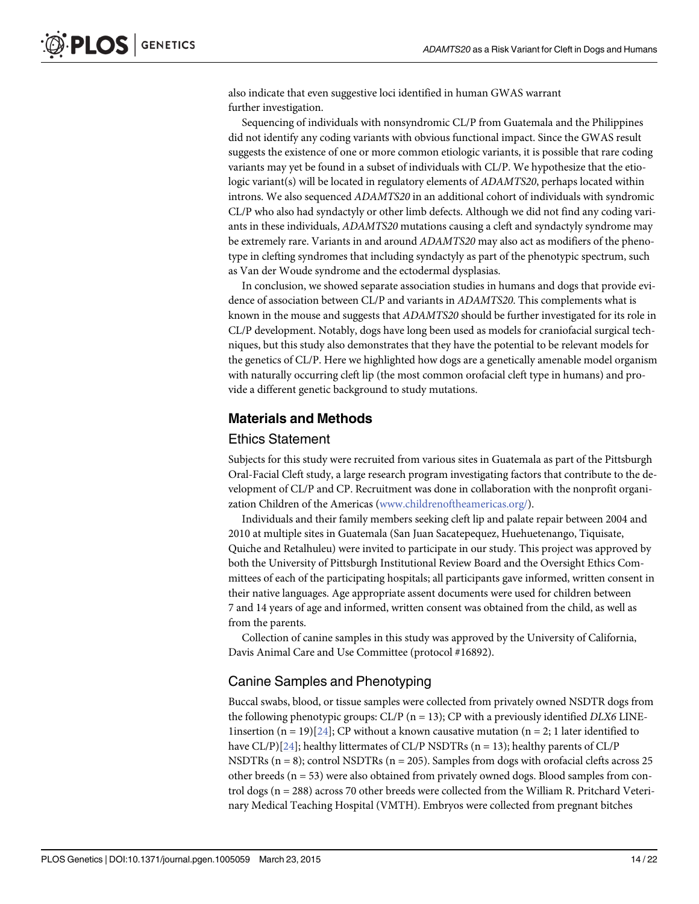also indicate that even suggestive loci identified in human GWAS warrant further investigation.

Sequencing of individuals with nonsyndromic CL/P from Guatemala and the Philippines did not identify any coding variants with obvious functional impact. Since the GWAS result suggests the existence of one or more common etiologic variants, it is possible that rare coding variants may yet be found in a subset of individuals with CL/P. We hypothesize that the etiologic variant(s) will be located in regulatory elements of *ADAMTS20*, perhaps located within introns. We also sequenced *ADAMTS20* in an additional cohort of individuals with syndromic CL/P who also had syndactyly or other limb defects. Although we did not find any coding variants in these individuals, *ADAMTS20* mutations causing a cleft and syndactyly syndrome may be extremely rare. Variants in and around *ADAMTS20* may also act as modifiers of the phenotype in clefting syndromes that including syndactyly as part of the phenotypic spectrum, such as Van der Woude syndrome and the ectodermal dysplasias.

In conclusion, we showed separate association studies in humans and dogs that provide evidence of association between CL/P and variants in *ADAMTS20*. This complements what is known in the mouse and suggests that *ADAMTS20* should be further investigated for its role in CL/P development. Notably, dogs have long been used as models for craniofacial surgical techniques, but this study also demonstrates that they have the potential to be relevant models for the genetics of CL/P. Here we highlighted how dogs are a genetically amenable model organism with naturally occurring cleft lip (the most common orofacial cleft type in humans) and provide a different genetic background to study mutations.

## Materials and Methods

### Ethics Statement

Subjects for this study were recruited from various sites in Guatemala as part of the Pittsburgh Oral-Facial Cleft study, a large research program investigating factors that contribute to the development of CL/P and CP. Recruitment was done in collaboration with the nonprofit organization Children of the Americas (www.childrenoftheamericas.org/).

Individuals and their family members seeking cleft lip and palate repair between 2004 and 2010 at multiple sites in Guatemala (San Juan Sacatepequez, Huehuetenango, Tiquisate, Quiche and Retalhuleu) were invited to participate in our study. This project was approved by both the University of Pittsburgh Institutional Review Board and the Oversight Ethics Committees of each of the participating hospitals; all participants gave informed, written consent in their native languages. Age appropriate assent documents were used for children between 7 and 14 years of age and informed, written consent was obtained from the child, as well as from the parents.

Collection of canine samples in this study was approved by the University of California, Davis Animal Care and Use Committee (protocol #16892).

### Canine Samples and Phenotyping

Buccal swabs, blood, or tissue samples were collected from privately owned NSDTR dogs from the following phenotypic groups: CL/P (n = 13); CP with a previously identified *DLX6* LINE-1insertion (n = 19)[24]; CP without a known causative mutation (n = 2; 1 later identified to have CL/P)[24]; healthy littermates of CL/P NSDTRs (n = 13); healthy parents of CL/P NSDTRs (n = 8); control NSDTRs (n = 205). Samples from dogs with orofacial clefts across 25 other breeds (n = 53) were also obtained from privately owned dogs. Blood samples from control dogs (n = 288) across 70 other breeds were collected from the William R. Pritchard Veterinary Medical Teaching Hospital (VMTH). Embryos were collected from pregnant bitches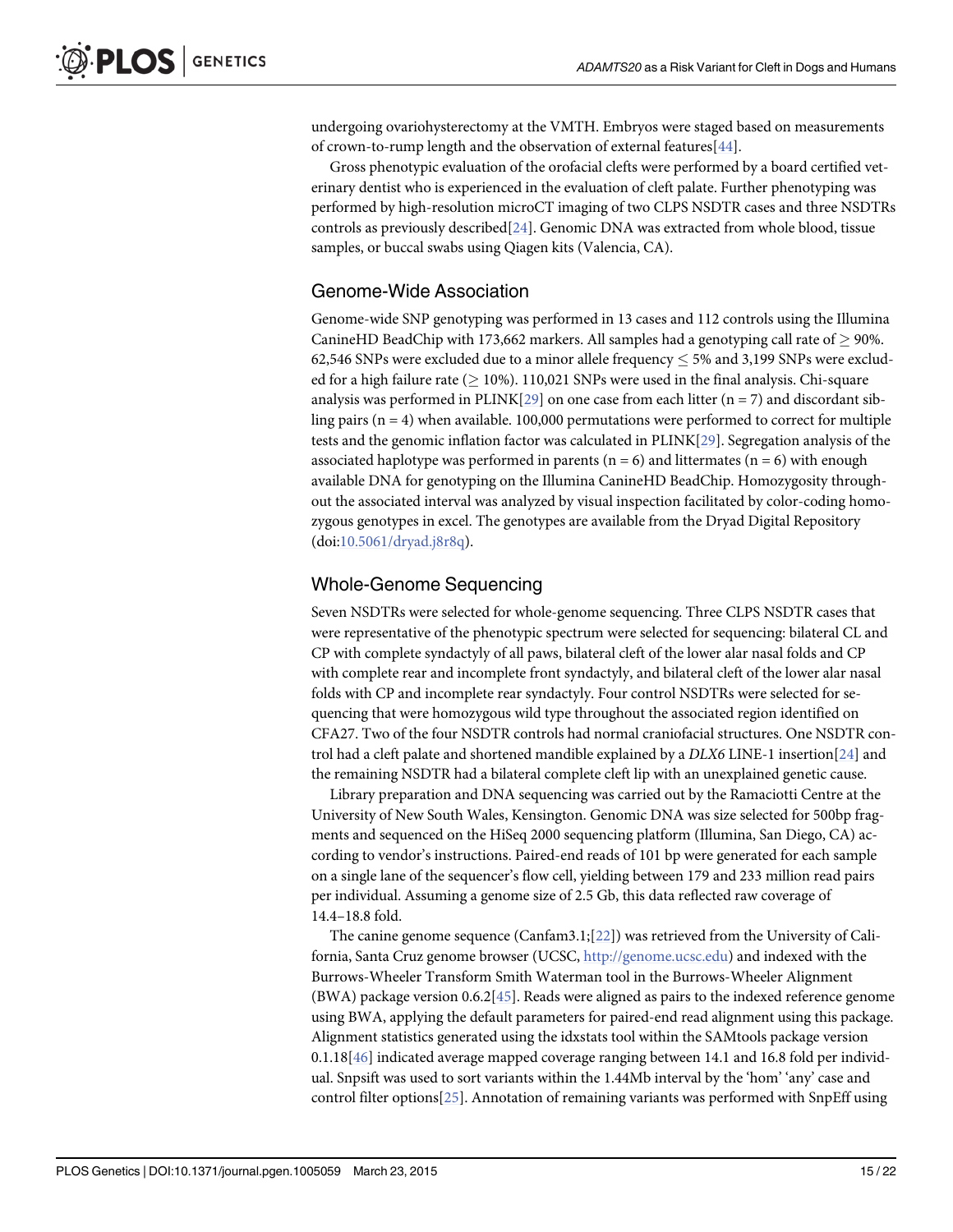undergoing ovariohysterectomy at the VMTH. Embryos were staged based on measurements of crown-to-rump length and the observation of external features[44].

Gross phenotypic evaluation of the orofacial clefts were performed by a board certified veterinary dentist who is experienced in the evaluation of cleft palate. Further phenotyping was performed by high-resolution microCT imaging of two CLPS NSDTR cases and three NSDTRs controls as previously described[24]. Genomic DNA was extracted from whole blood, tissue samples, or buccal swabs using Qiagen kits (Valencia, CA).

## Genome-Wide Association

Genome-wide SNP genotyping was performed in 13 cases and 112 controls using the Illumina CanineHD BeadChip with 173,662 markers. All samples had a genotyping call rate of $\geq$ 90%. 62,546 SNPs were excluded due to a minor allele frequency $\leq$ 5% and 3,199 SNPs were excluded for a high failure rate ($\geq$ 10%). 110,021 SNPs were used in the final analysis. Chi-square analysis was performed in PLINK[29] on one case from each litter (n = 7) and discordant sibling pairs (n = 4) when available. 100,000 permutations were performed to correct for multiple tests and the genomic inflation factor was calculated in PLINK[29]. Segregation analysis of the associated haplotype was performed in parents (n = 6) and littermates (n = 6) with enough available DNA for genotyping on the Illumina CanineHD BeadChip. Homozygosity throughout the associated interval was analyzed by visual inspection facilitated by color-coding homozygous genotypes in excel. The genotypes are available from the Dryad Digital Repository (doi:10.5061/dryad.j8r8q).

## Whole-Genome Sequencing

Seven NSDTRs were selected for whole-genome sequencing. Three CLPS NSDTR cases that were representative of the phenotypic spectrum were selected for sequencing: bilateral CL and CP with complete syndactyly of all paws, bilateral cleft of the lower alar nasal folds and CP with complete rear and incomplete front syndactyly, and bilateral cleft of the lower alar nasal folds with CP and incomplete rear syndactyly. Four control NSDTRs were selected for sequencing that were homozygous wild type throughout the associated region identified on CFA27. Two of the four NSDTR controls had normal craniofacial structures. One NSDTR control had a cleft palate and shortened mandible explained by a *DLX6* LINE-1 insertion[24] and the remaining NSDTR had a bilateral complete cleft lip with an unexplained genetic cause.

Library preparation and DNA sequencing was carried out by the Ramaciotti Centre at the University of New South Wales, Kensington. Genomic DNA was size selected for 500bp fragments and sequenced on the HiSeq 2000 sequencing platform (Illumina, San Diego, CA) according to vendor's instructions. Paired-end reads of 101 bp were generated for each sample on a single lane of the sequencer's flow cell, yielding between 179 and 233 million read pairs per individual. Assuming a genome size of 2.5 Gb, this data reflected raw coverage of 14.4–18.8 fold.

The canine genome sequence (Canfam3.1;[22]) was retrieved from the University of California, Santa Cruz genome browser (UCSC, http://genome.ucsc.edu) and indexed with the Burrows-Wheeler Transform Smith Waterman tool in the Burrows-Wheeler Alignment (BWA) package version 0.6.2[45]. Reads were aligned as pairs to the indexed reference genome using BWA, applying the default parameters for paired-end read alignment using this package. Alignment statistics generated using the idxstats tool within the SAMtools package version 0.1.18[46] indicated average mapped coverage ranging between 14.1 and 16.8 fold per individual. Snpsift was used to sort variants within the 1.44Mb interval by the 'hom' 'any' case and control filter options[25]. Annotation of remaining variants was performed with SnpEff using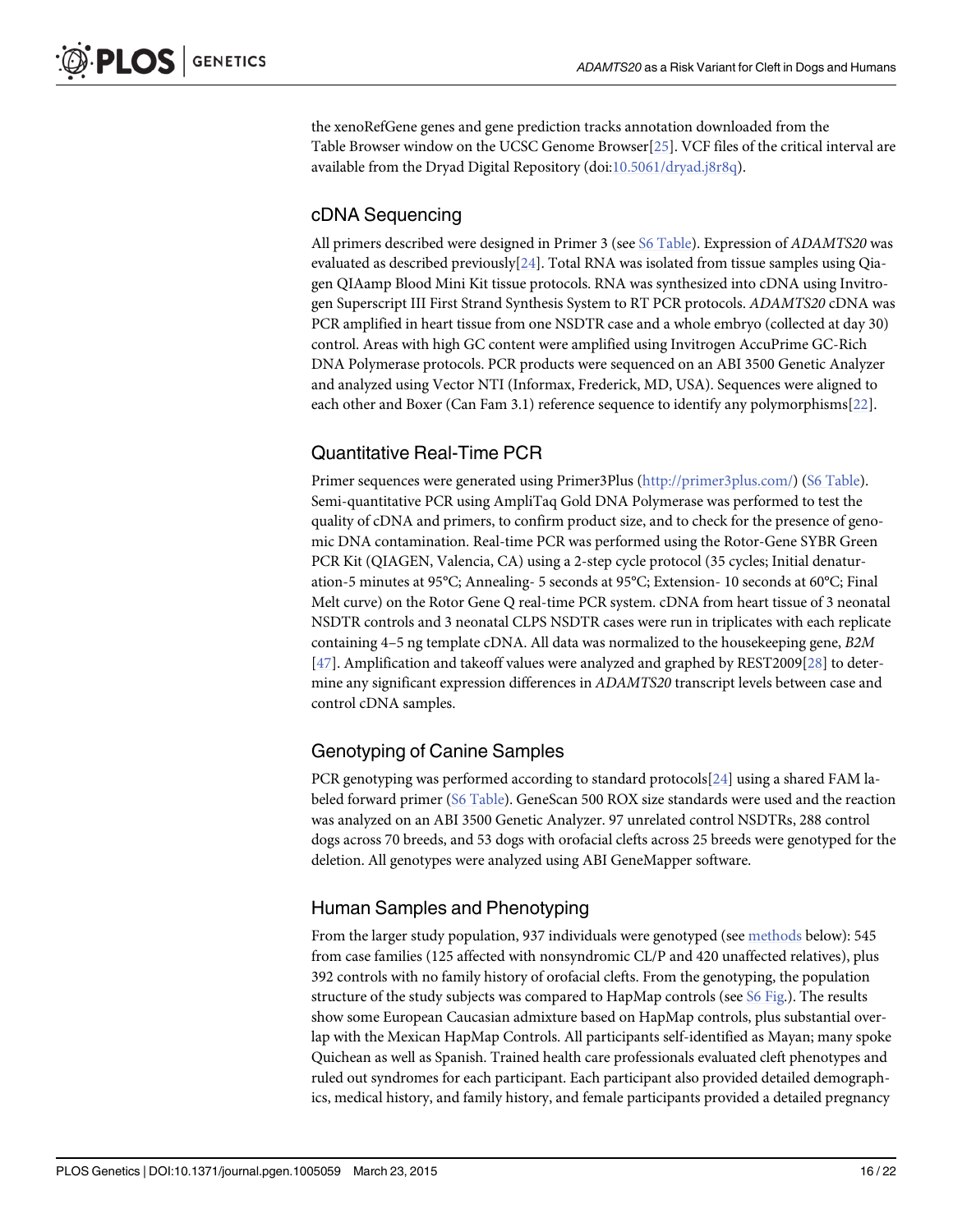the xenoRefGene genes and gene prediction tracks annotation downloaded from the Table Browser window on the UCSC Genome Browser[25]. VCF files of the critical interval are available from the Dryad Digital Repository (doi:10.5061/dryad.j8r8q).

## cDNA Sequencing

All primers described were designed in Primer 3 (see S6 Table). Expression of *ADAMTS20* was evaluated as described previously[24]. Total RNA was isolated from tissue samples using Qiagen QIAamp Blood Mini Kit tissue protocols. RNA was synthesized into cDNA using Invitrogen Superscript III First Strand Synthesis System to RT PCR protocols. *ADAMTS20* cDNA was PCR amplified in heart tissue from one NSDTR case and a whole embryo (collected at day 30) control. Areas with high GC content were amplified using Invitrogen AccuPrime GC-Rich DNA Polymerase protocols. PCR products were sequenced on an ABI 3500 Genetic Analyzer and analyzed using Vector NTI (Informax, Frederick, MD, USA). Sequences were aligned to each other and Boxer (Can Fam 3.1) reference sequence to identify any polymorphisms[22].

## Quantitative Real-Time PCR

Primer sequences were generated using Primer3Plus (http://primer3plus.com/) (S6 Table). Semi-quantitative PCR using AmpliTaq Gold DNA Polymerase was performed to test the quality of cDNA and primers, to confirm product size, and to check for the presence of genomic DNA contamination. Real-time PCR was performed using the Rotor-Gene SYBR Green PCR Kit (QIAGEN, Valencia, CA) using a 2-step cycle protocol (35 cycles; Initial denaturation-5 minutes at 95°C; Annealing- 5 seconds at 95°C; Extension- 10 seconds at 60°C; Final Melt curve) on the Rotor Gene Q real-time PCR system. cDNA from heart tissue of 3 neonatal NSDTR controls and 3 neonatal CLPS NSDTR cases were run in triplicates with each replicate containing 4–5 ng template cDNA. All data was normalized to the housekeeping gene, *B2M* [47]. Amplification and takeoff values were analyzed and graphed by REST2009[28] to determine any significant expression differences in *ADAMTS20* transcript levels between case and control cDNA samples.

## Genotyping of Canine Samples

PCR genotyping was performed according to standard protocols[24] using a shared FAM labeled forward primer (S6 Table). GeneScan 500 ROX size standards were used and the reaction was analyzed on an ABI 3500 Genetic Analyzer. 97 unrelated control NSDTRs, 288 control dogs across 70 breeds, and 53 dogs with orofacial clefts across 25 breeds were genotyped for the deletion. All genotypes were analyzed using ABI GeneMapper software.

## Human Samples and Phenotyping

From the larger study population, 937 individuals were genotyped (see methods below): 545 from case families (125 affected with nonsyndromic CL/P and 420 unaffected relatives), plus 392 controls with no family history of orofacial clefts. From the genotyping, the population structure of the study subjects was compared to HapMap controls (see S6 Fig.). The results show some European Caucasian admixture based on HapMap controls, plus substantial overlap with the Mexican HapMap Controls. All participants self-identified as Mayan; many spoke Quichean as well as Spanish. Trained health care professionals evaluated cleft phenotypes and ruled out syndromes for each participant. Each participant also provided detailed demographics, medical history, and family history, and female participants provided a detailed pregnancy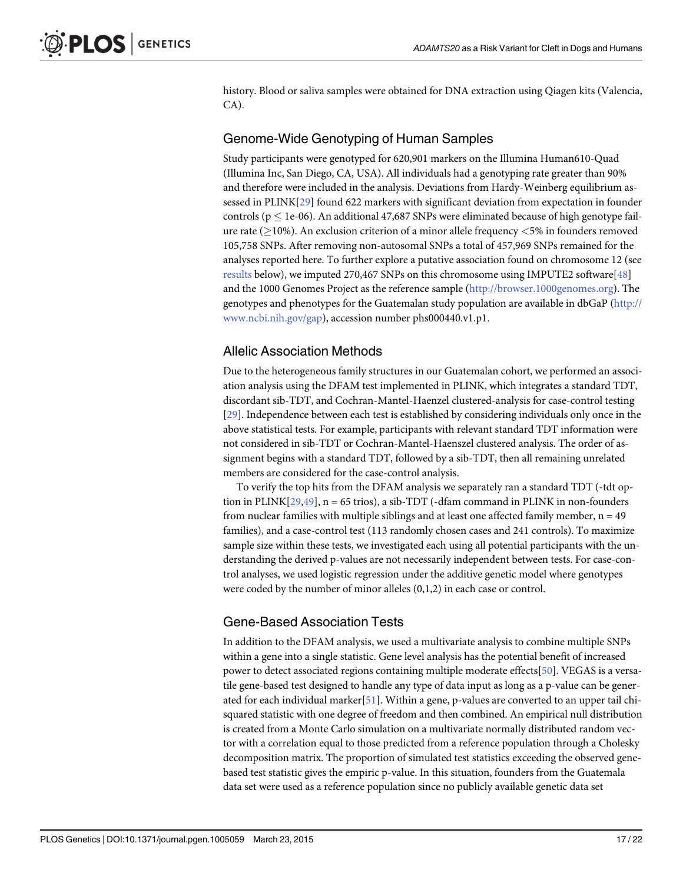history. Blood or saliva samples were obtained for DNA extraction using Qiagen kits (Valencia, CA).

## Genome-Wide Genotyping of Human Samples

Study participants were genotyped for 620,901 markers on the Illumina Human610-Quad (Illumina Inc, San Diego, CA, USA). All individuals had a genotyping rate greater than 90% and therefore were included in the analysis. Deviations from Hardy-Weinberg equilibrium assessed in PLINK[29] found 622 markers with significant deviation from expectation in founder controls ($p \leq$ 1e-06). An additional 47,687 SNPs were eliminated because of high genotype failure rate ($\geq$10%). An exclusion criterion of a minor allele frequency <5% in founders removed 105,758 SNPs. After removing non-autosomal SNPs a total of 457,969 SNPs remained for the analyses reported here. To further explore a putative association found on chromosome 12 (see results below), we imputed 270,467 SNPs on this chromosome using IMPUTE2 software[48] and the 1000 Genomes Project as the reference sample (http://browser.1000genomes.org). The genotypes and phenotypes for the Guatemalan study population are available in dbGaP (http://www.ncbi.nih.gov/gap), accession number phs000440.v1.p1.

## Allelic Association Methods

Due to the heterogeneous family structures in our Guatemalan cohort, we performed an association analysis using the DFAM test implemented in PLINK, which integrates a standard TDT, discordant sib-TDT, and Cochran-Mantel-Haenzel clustered-analysis for case-control testing [29]. Independence between each test is established by considering individuals only once in the above statistical tests. For example, participants with relevant standard TDT information were not considered in sib-TDT or Cochran-Mantel-Haenszel clustered analysis. The order of assignment begins with a standard TDT, followed by a sib-TDT, then all remaining unrelated members are considered for the case-control analysis.

To verify the top hits from the DFAM analysis we separately ran a standard TDT (-tdt option in PLINK[29,49], n = 65 trios), a sib-TDT (-dfam command in PLINK in non-founders from nuclear families with multiple siblings and at least one affected family member, n = 49 families), and a case-control test (113 randomly chosen cases and 241 controls). To maximize sample size within these tests, we investigated each using all potential participants with the understanding the derived p-values are not necessarily independent between tests. For case-control analyses, we used logistic regression under the additive genetic model where genotypes were coded by the number of minor alleles (0,1,2) in each case or control.

## Gene-Based Association Tests

In addition to the DFAM analysis, we used a multivariate analysis to combine multiple SNPs within a gene into a single statistic. Gene level analysis has the potential benefit of increased power to detect associated regions containing multiple moderate effects[50]. VEGAS is a versatile gene-based test designed to handle any type of data input as long as a p-value can be generated for each individual marker[51]. Within a gene, p-values are converted to an upper tail chi-squared statistic with one degree of freedom and then combined. An empirical null distribution is created from a Monte Carlo simulation on a multivariate normally distributed random vector with a correlation equal to those predicted from a reference population through a Cholesky decomposition matrix. The proportion of simulated test statistics exceeding the observed gene-based test statistic gives the empiric p-value. In this situation, founders from the Guatemala data set were used as a reference population since no publicly available genetic data set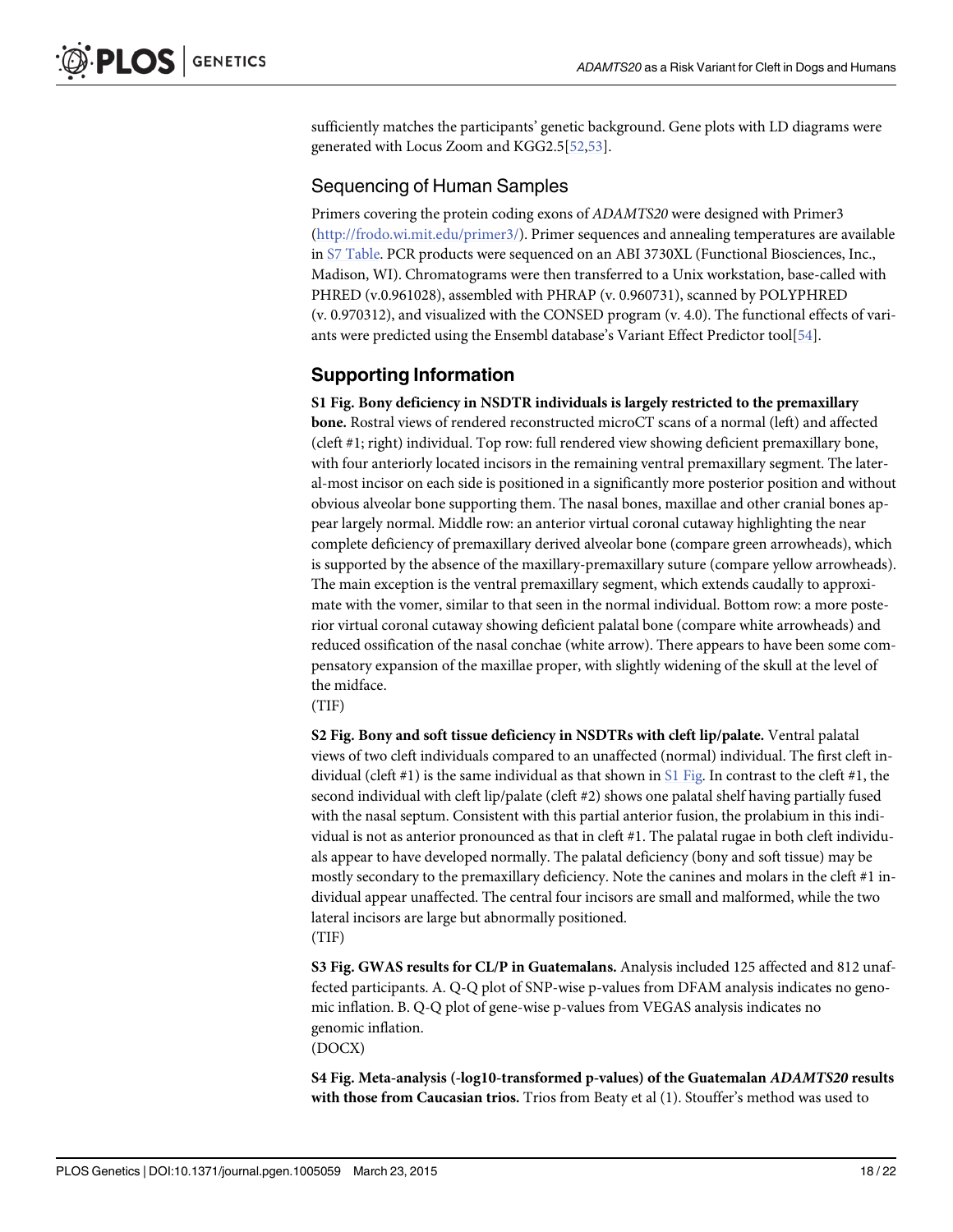sufficiently matches the participants' genetic background. Gene plots with LD diagrams were generated with Locus Zoom and KGG2.5[52,53].

## Sequencing of Human Samples

Primers covering the protein coding exons of *ADAMTS20* were designed with Primer3 (http://frodo.wi.mit.edu/primer3/). Primer sequences and annealing temperatures are available in S7 Table. PCR products were sequenced on an ABI 3730XL (Functional Biosciences, Inc., Madison, WI). Chromatograms were then transferred to a Unix workstation, base-called with PHRED (v.0.961028), assembled with PHRAP (v. 0.960731), scanned by POLYPHRED (v. 0.970312), and visualized with the CONSED program (v. 4.0). The functional effects of variants were predicted using the Ensembl database's Variant Effect Predictor tool[54].

## Supporting Information

**S1 Fig. Bony deficiency in NSDTR individuals is largely restricted to the premaxillary bone.** Rostral views of rendered reconstructed microCT scans of a normal (left) and affected (cleft #1; right) individual. Top row: full rendered view showing deficient premaxillary bone, with four anteriorly located incisors in the remaining ventral premaxillary segment. The lateral-most incisor on each side is positioned in a significantly more posterior position and without obvious alveolar bone supporting them. The nasal bones, maxillae and other cranial bones appear largely normal. Middle row: an anterior virtual coronal cutaway highlighting the near complete deficiency of premaxillary derived alveolar bone (compare green arrowheads), which is supported by the absence of the maxillary-premaxillary suture (compare yellow arrowheads). The main exception is the ventral premaxillary segment, which extends caudally to approximate with the vomer, similar to that seen in the normal individual. Bottom row: a more posterior virtual coronal cutaway showing deficient palatal bone (compare white arrowheads) and reduced ossification of the nasal conchae (white arrow). There appears to have been some compensatory expansion of the maxillae proper, with slightly widening of the skull at the level of the midface.
(TIF)

**S2 Fig. Bony and soft tissue deficiency in NSDTRs with cleft lip/palate.** Ventral palatal views of two cleft individuals compared to an unaffected (normal) individual. The first cleft individual (cleft #1) is the same individual as that shown in S1 Fig. In contrast to the cleft #1, the second individual with cleft lip/palate (cleft #2) shows one palatal shelf having partially fused with the nasal septum. Consistent with this partial anterior fusion, the prolabium in this individual is not as anterior pronounced as that in cleft #1. The palatal rugae in both cleft individuals appear to have developed normally. The palatal deficiency (bony and soft tissue) may be mostly secondary to the premaxillary deficiency. Note the canines and molars in the cleft #1 individual appear unaffected. The central four incisors are small and malformed, while the two lateral incisors are large but abnormally positioned.
(TIF)

**S3 Fig. GWAS results for CL/P in Guatemalans.** Analysis included 125 affected and 812 unaffected participants. A. Q-Q plot of SNP-wise p-values from DFAM analysis indicates no genomic inflation. B. Q-Q plot of gene-wise p-values from VEGAS analysis indicates no genomic inflation.
(DOCX)

**S4 Fig. Meta-analysis (-log10-transformed p-values) of the Guatemalan *ADAMTS20* results with those from Caucasian trios.** Trios from Beaty et al (1). Stouffer's method was used to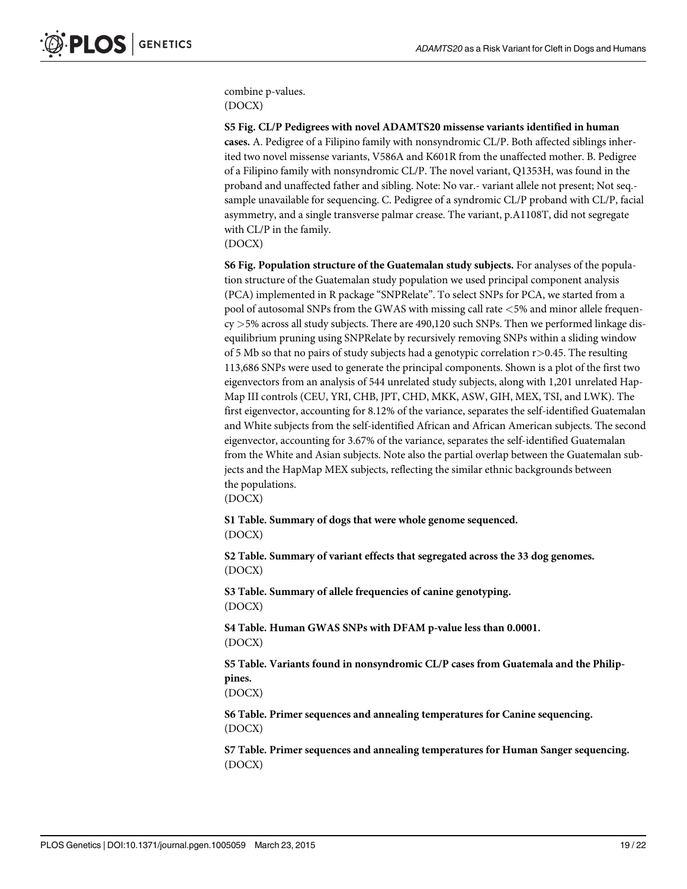combine p-values.
(DOCX)

**S5 Fig. CL/P Pedigrees with novel ADAMTS20 missense variants identified in human cases.** A. Pedigree of a Filipino family with nonsyndromic CL/P. Both affected siblings inherited two novel missense variants, V586A and K601R from the unaffected mother. B. Pedigree of a Filipino family with nonsyndromic CL/P. The novel variant, Q1353H, was found in the proband and unaffected father and sibling. Note: No var.- variant allele not present; Not seq.- sample unavailable for sequencing. C. Pedigree of a syndromic CL/P proband with CL/P, facial asymmetry, and a single transverse palmar crease. The variant, p.A1108T, did not segregate with CL/P in the family.
(DOCX)

**S6 Fig. Population structure of the Guatemalan study subjects.** For analyses of the population structure of the Guatemalan study population we used principal component analysis (PCA) implemented in R package "SNPRelate". To select SNPs for PCA, we started from a pool of autosomal SNPs from the GWAS with missing call rate <5% and minor allele frequency >5% across all study subjects. There are 490,120 such SNPs. Then we performed linkage disequilibrium pruning using SNPRelate by recursively removing SNPs within a sliding window of 5 Mb so that no pairs of study subjects had a genotypic correlation $r>0.45$. The resulting 113,686 SNPs were used to generate the principal components. Shown is a plot of the first two eigenvectors from an analysis of 544 unrelated study subjects, along with 1,201 unrelated HapMap III controls (CEU, YRI, CHB, JPT, CHD, MKK, ASW, GIH, MEX, TSI, and LWK). The first eigenvector, accounting for 8.12% of the variance, separates the self-identified Guatemalan and White subjects from the self-identified African and African American subjects. The second eigenvector, accounting for 3.67% of the variance, separates the self-identified Guatemalan from the White and Asian subjects. Note also the partial overlap between the Guatemalan subjects and the HapMap MEX subjects, reflecting the similar ethnic backgrounds between the populations.
(DOCX)

**S1 Table. Summary of dogs that were whole genome sequenced.**
(DOCX)

**S2 Table. Summary of variant effects that segregated across the 33 dog genomes.**
(DOCX)

**S3 Table. Summary of allele frequencies of canine genotyping.**
(DOCX)

**S4 Table. Human GWAS SNPs with DFAM p-value less than 0.0001.**
(DOCX)

**S5 Table. Variants found in nonsyndromic CL/P cases from Guatemala and the Philippines.**
(DOCX)

**S6 Table. Primer sequences and annealing temperatures for Canine sequencing.**
(DOCX)

**S7 Table. Primer sequences and annealing temperatures for Human Sanger sequencing.**
(DOCX)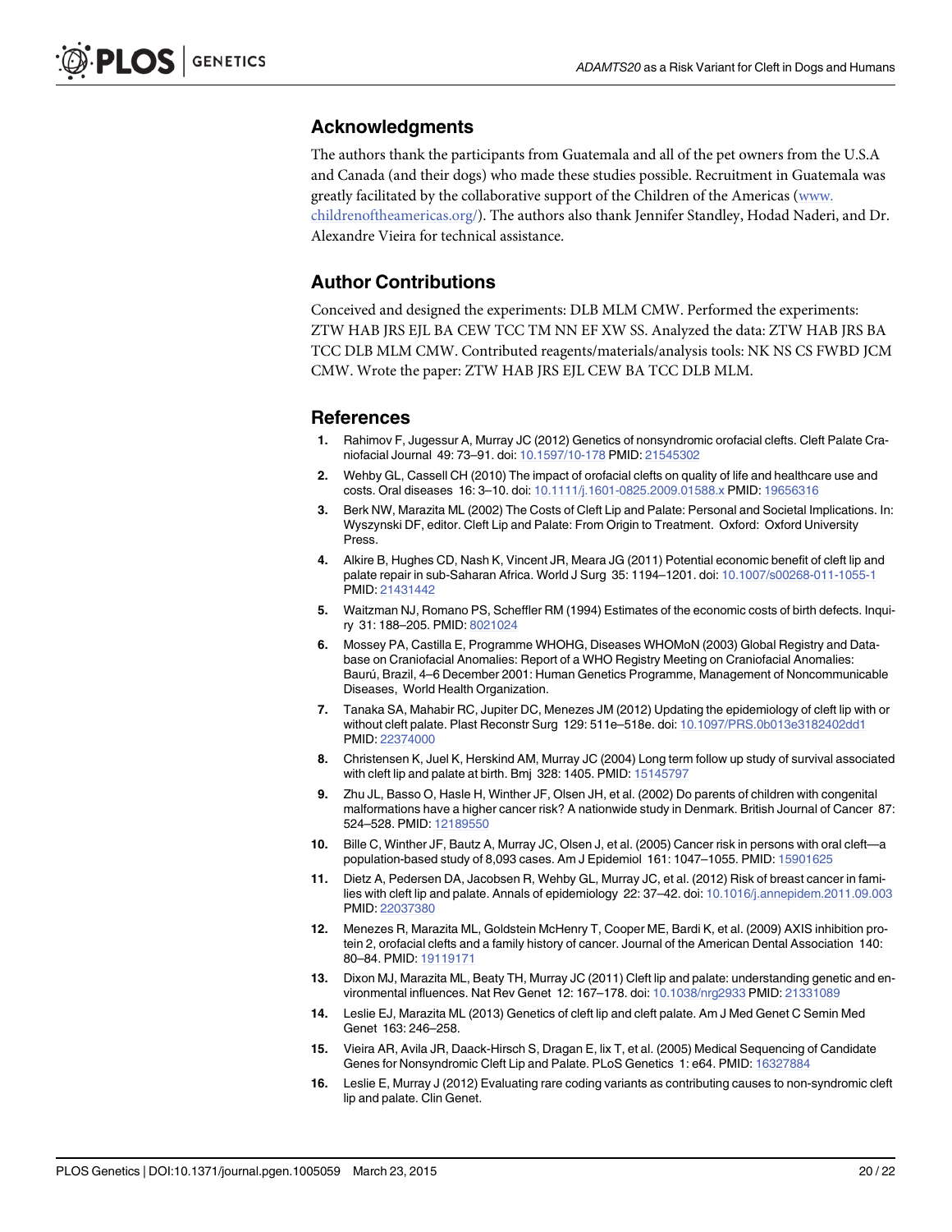## Acknowledgments

The authors thank the participants from Guatemala and all of the pet owners from the U.S.A and Canada (and their dogs) who made these studies possible. Recruitment in Guatemala was greatly facilitated by the collaborative support of the Children of the Americas (www.childrenoftheamericas.org/). The authors also thank Jennifer Standley, Hodad Naderi, and Dr. Alexandre Vieira for technical assistance.

## Author Contributions

Conceived and designed the experiments: DLB MLM CMW. Performed the experiments: ZTW HAB JRS EJL BA CEW TCC TM NN EF XW SS. Analyzed the data: ZTW HAB JRS BA TCC DLB MLM CMW. Contributed reagents/materials/analysis tools: NK NS CS FWBD JCM CMW. Wrote the paper: ZTW HAB JRS EJL CEW BA TCC DLB MLM.

## References

1. Rahimov F, Jugessur A, Murray JC (2012) Genetics of nonsyndromic orofacial clefts. Cleft Palate Craniofacial Journal 49: 73–91. doi: 10.1597/10-178 PMID: 21545302
2. Wehby GL, Cassell CH (2010) The impact of orofacial clefts on quality of life and healthcare use and costs. Oral diseases 16: 3–10. doi: 10.1111/j.1601-0825.2009.01588.x PMID: 19656316
3. Berk NW, Marazita ML (2002) The Costs of Cleft Lip and Palate: Personal and Societal Implications. In: Wyszynski DF, editor. Cleft Lip and Palate: From Origin to Treatment. Oxford: Oxford University Press.
4. Alkire B, Hughes CD, Nash K, Vincent JR, Meara JG (2011) Potential economic benefit of cleft lip and palate repair in sub-Saharan Africa. World J Surg 35: 1194–1201. doi: 10.1007/s00268-011-1055-1 PMID: 21431442
5. Waitzman NJ, Romano PS, Scheffler RM (1994) Estimates of the economic costs of birth defects. Inquiry 31: 188–205. PMID: 8021024
6. Mossey PA, Castilla E, Programme WHOHG, Diseases WHOMoN (2003) Global Registry and Database on Craniofacial Anomalies: Report of a WHO Registry Meeting on Craniofacial Anomalies: Baurú, Brazil, 4–6 December 2001: Human Genetics Programme, Management of Noncommunicable Diseases, World Health Organization.
7. Tanaka SA, Mahabir RC, Jupiter DC, Menezes JM (2012) Updating the epidemiology of cleft lip with or without cleft palate. Plast Reconstr Surg 129: 511e–518e. doi: 10.1097/PRS.0b013e3182402dd1 PMID: 22374000
8. Christensen K, Juel K, Herskind AM, Murray JC (2004) Long term follow up study of survival associated with cleft lip and palate at birth. Bmj 328: 1405. PMID: 15145797
9. Zhu JL, Basso O, Hasle H, Winther JF, Olsen JH, et al. (2002) Do parents of children with congenital malformations have a higher cancer risk? A nationwide study in Denmark. British Journal of Cancer 87: 524–528. PMID: 12189550
10. Bille C, Winther JF, Bautz A, Murray JC, Olsen J, et al. (2005) Cancer risk in persons with oral cleft—a population-based study of 8,093 cases. Am J Epidemiol 161: 1047–1055. PMID: 15901625
11. Dietz A, Pedersen DA, Jacobsen R, Wehby GL, Murray JC, et al. (2012) Risk of breast cancer in families with cleft lip and palate. Annals of epidemiology 22: 37–42. doi: 10.1016/j.annepidem.2011.09.003 PMID: 22037380
12. Menezes R, Marazita ML, Goldstein McHenry T, Cooper ME, Bardi K, et al. (2009) AXIS inhibition protein 2, orofacial clefts and a family history of cancer. Journal of the American Dental Association 140: 80–84. PMID: 19119171
13. Dixon MJ, Marazita ML, Beaty TH, Murray JC (2011) Cleft lip and palate: understanding genetic and environmental influences. Nat Rev Genet 12: 167–178. doi: 10.1038/nrg2933 PMID: 21331089
14. Leslie EJ, Marazita ML (2013) Genetics of cleft lip and cleft palate. Am J Med Genet C Semin Med Genet 163: 246–258.
15. Vieira AR, Avila JR, Daack-Hirsch S, Dragan E, lix T, et al. (2005) Medical Sequencing of Candidate Genes for Nonsyndromic Cleft Lip and Palate. PLoS Genetics 1: e64. PMID: 16327884
16. Leslie E, Murray J (2012) Evaluating rare coding variants as contributing causes to non-syndromic cleft lip and palate. Clin Genet.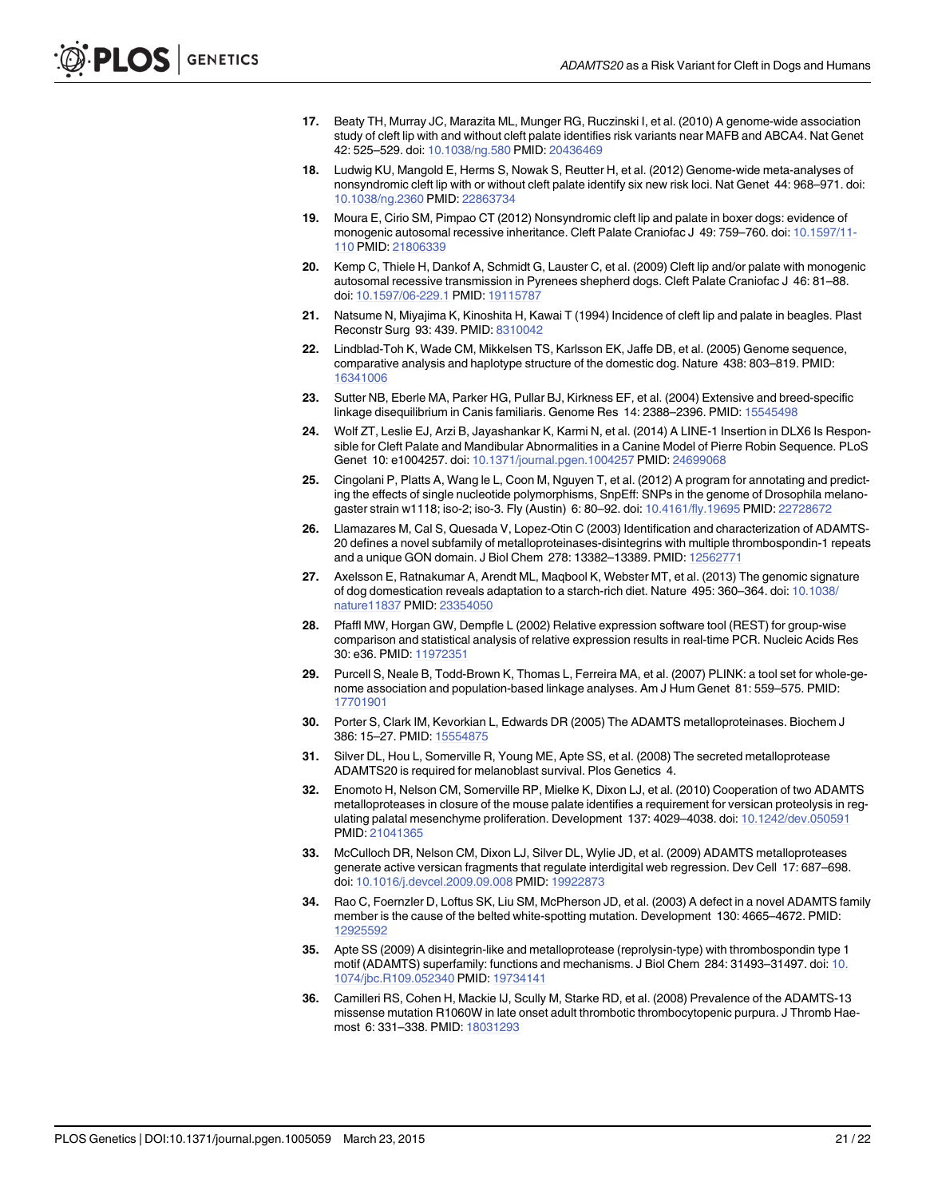17. Beaty TH, Murray JC, Marazita ML, Munger RG, Ruczinski I, et al. (2010) A genome-wide association study of cleft lip with and without cleft palate identifies risk variants near MAFB and ABCA4. Nat Genet 42: 525–529. doi: 10.1038/ng.580 PMID: 20436469

18. Ludwig KU, Mangold E, Herms S, Nowak S, Reutter H, et al. (2012) Genome-wide meta-analyses of nonsyndromic cleft lip with or without cleft palate identify six new risk loci. Nat Genet 44: 968–971. doi: 10.1038/ng.2360 PMID: 22863734

19. Moura E, Cirio SM, Pimpao CT (2012) Nonsyndromic cleft lip and palate in boxer dogs: evidence of monogenic autosomal recessive inheritance. Cleft Palate Craniofac J 49: 759–760. doi: 10.1597/11-110 PMID: 21806339

20. Kemp C, Thiele H, Dankof A, Schmidt G, Lauster C, et al. (2009) Cleft lip and/or palate with monogenic autosomal recessive transmission in Pyrenees shepherd dogs. Cleft Palate Craniofac J 46: 81–88. doi: 10.1597/06-229.1 PMID: 19115787

21. Natsume N, Miyajima K, Kinoshita H, Kawai T (1994) Incidence of cleft lip and palate in beagles. Plast Reconstr Surg 93: 439. PMID: 8310042

22. Lindblad-Toh K, Wade CM, Mikkelsen TS, Karlsson EK, Jaffe DB, et al. (2005) Genome sequence, comparative analysis and haplotype structure of the domestic dog. Nature 438: 803–819. PMID: 16341006

23. Sutter NB, Eberle MA, Parker HG, Pullar BJ, Kirkness EF, et al. (2004) Extensive and breed-specific linkage disequilibrium in Canis familiaris. Genome Res 14: 2388–2396. PMID: 15545498

24. Wolf ZT, Leslie EJ, Arzi B, Jayashankar K, Karmi N, et al. (2014) A LINE-1 Insertion in DLX6 Is Responsible for Cleft Palate and Mandibular Abnormalities in a Canine Model of Pierre Robin Sequence. PLoS Genet 10: e1004257. doi: 10.1371/journal.pgen.1004257 PMID: 24699068

25. Cingolani P, Platts A, Wang le L, Coon M, Nguyen T, et al. (2012) A program for annotating and predicting the effects of single nucleotide polymorphisms, SnpEff: SNPs in the genome of Drosophila melanogaster strain w1118; iso-2; iso-3. Fly (Austin) 6: 80–92. doi: 10.4161/fly.19695 PMID: 22728672

26. Llamazares M, Cal S, Quesada V, Lopez-Otin C (2003) Identification and characterization of ADAMTS-20 defines a novel subfamily of metalloproteinases-disintegrins with multiple thrombospondin-1 repeats and a unique GON domain. J Biol Chem 278: 13382–13389. PMID: 12562771

27. Axelsson E, Ratnakumar A, Arendt ML, Maqbool K, Webster MT, et al. (2013) The genomic signature of dog domestication reveals adaptation to a starch-rich diet. Nature 495: 360–364. doi: 10.1038/nature11837 PMID: 23354050

28. Pfaffl MW, Horgan GW, Dempfle L (2002) Relative expression software tool (REST) for group-wise comparison and statistical analysis of relative expression results in real-time PCR. Nucleic Acids Res 30: e36. PMID: 11972351

29. Purcell S, Neale B, Todd-Brown K, Thomas L, Ferreira MA, et al. (2007) PLINK: a tool set for whole-genome association and population-based linkage analyses. Am J Hum Genet 81: 559–575. PMID: 17701901

30. Porter S, Clark IM, Kevorkian L, Edwards DR (2005) The ADAMTS metalloproteinases. Biochem J 386: 15–27. PMID: 15554875

31. Silver DL, Hou L, Somerville R, Young ME, Apte SS, et al. (2008) The secreted metalloprotease ADAMTS20 is required for melanoblast survival. Plos Genetics 4.

32. Enomoto H, Nelson CM, Somerville RP, Mielke K, Dixon LJ, et al. (2010) Cooperation of two ADAMTS metalloproteases in closure of the mouse palate identifies a requirement for versican proteolysis in regulating palatal mesenchyme proliferation. Development 137: 4029–4038. doi: 10.1242/dev.050591 PMID: 21041365

33. McCulloch DR, Nelson CM, Dixon LJ, Silver DL, Wylie JD, et al. (2009) ADAMTS metalloproteases generate active versican fragments that regulate interdigital web regression. Dev Cell 17: 687–698. doi: 10.1016/j.devcel.2009.09.008 PMID: 19922873

34. Rao C, Foernzler D, Loftus SK, Liu SM, McPherson JD, et al. (2003) A defect in a novel ADAMTS family member is the cause of the belted white-spotting mutation. Development 130: 4665–4672. PMID: 12925592

35. Apte SS (2009) A disintegrin-like and metalloprotease (reprolysin-type) with thrombospondin type 1 motif (ADAMTS) superfamily: functions and mechanisms. J Biol Chem 284: 31493–31497. doi: 10.1074/jbc.R109.052340 PMID: 19734141

36. Camilleri RS, Cohen H, Mackie IJ, Scully M, Starke RD, et al. (2008) Prevalence of the ADAMTS-13 missense mutation R1060W in late onset adult thrombotic thrombocytopenic purpura. J Thromb Haemost 6: 331–338. PMID: 18031293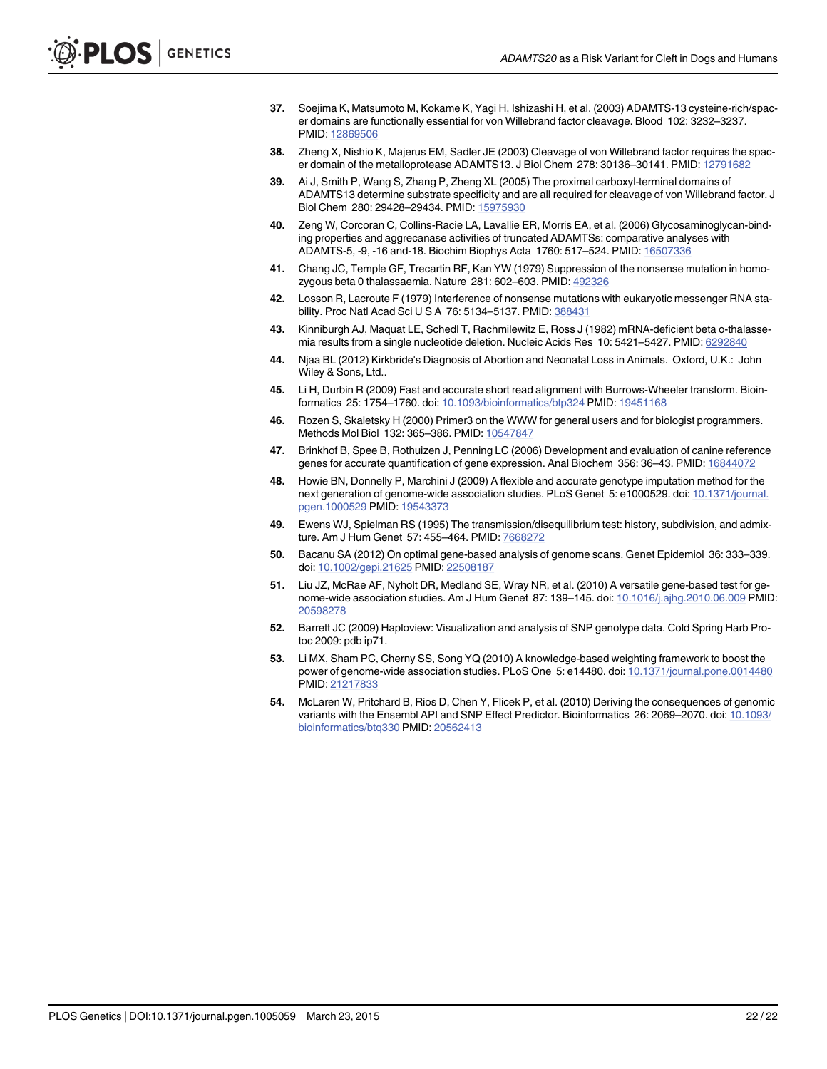37. Soejima K, Matsumoto M, Kokame K, Yagi H, Ishizashi H, et al. (2003) ADAMTS-13 cysteine-rich/spacer domains are functionally essential for von Willebrand factor cleavage. Blood 102: 3232–3237. PMID: 12869506

38. Zheng X, Nishio K, Majerus EM, Sadler JE (2003) Cleavage of von Willebrand factor requires the spacer domain of the metalloprotease ADAMTS13. J Biol Chem 278: 30136–30141. PMID: 12791682

39. Ai J, Smith P, Wang S, Zhang P, Zheng XL (2005) The proximal carboxyl-terminal domains of ADAMTS13 determine substrate specificity and are all required for cleavage of von Willebrand factor. J Biol Chem 280: 29428–29434. PMID: 15975930

40. Zeng W, Corcoran C, Collins-Racie LA, Lavallie ER, Morris EA, et al. (2006) Glycosaminoglycan-binding properties and aggrecanase activities of truncated ADAMTSs: comparative analyses with ADAMTS-5, -9, -16 and-18. Biochim Biophys Acta 1760: 517–524. PMID: 16507336

41. Chang JC, Temple GF, Trecartin RF, Kan YW (1979) Suppression of the nonsense mutation in homozygous beta 0 thalassaemia. Nature 281: 602–603. PMID: 492326

42. Losson R, Lacroute F (1979) Interference of nonsense mutations with eukaryotic messenger RNA stability. Proc Natl Acad Sci U S A 76: 5134–5137. PMID: 388431

43. Kinniburgh AJ, Maquat LE, Schedl T, Rachmilewitz E, Ross J (1982) mRNA-deficient beta o-thalassemia results from a single nucleotide deletion. Nucleic Acids Res 10: 5421–5427. PMID: 6292840

44. Njaa BL (2012) Kirkbride's Diagnosis of Abortion and Neonatal Loss in Animals. Oxford, U.K.: John Wiley & Sons, Ltd..

45. Li H, Durbin R (2009) Fast and accurate short read alignment with Burrows-Wheeler transform. Bioinformatics 25: 1754–1760. doi: 10.1093/bioinformatics/btp324 PMID: 19451168

46. Rozen S, Skaletsky H (2000) Primer3 on the WWW for general users and for biologist programmers. Methods Mol Biol 132: 365–386. PMID: 10547847

47. Brinkhof B, Spee B, Rothuizen J, Penning LC (2006) Development and evaluation of canine reference genes for accurate quantification of gene expression. Anal Biochem 356: 36–43. PMID: 16844072

48. Howie BN, Donnelly P, Marchini J (2009) A flexible and accurate genotype imputation method for the next generation of genome-wide association studies. PLoS Genet 5: e1000529. doi: 10.1371/journal.pgen.1000529 PMID: 19543373

49. Ewens WJ, Spielman RS (1995) The transmission/disequilibrium test: history, subdivision, and admixture. Am J Hum Genet 57: 455–464. PMID: 7668272

50. Bacanu SA (2012) On optimal gene-based analysis of genome scans. Genet Epidemiol 36: 333–339. doi: 10.1002/gepi.21625 PMID: 22508187

51. Liu JZ, McRae AF, Nyholt DR, Medland SE, Wray NR, et al. (2010) A versatile gene-based test for genome-wide association studies. Am J Hum Genet 87: 139–145. doi: 10.1016/j.ajhg.2010.06.009 PMID: 20598278

52. Barrett JC (2009) Haploview: Visualization and analysis of SNP genotype data. Cold Spring Harb Protoc 2009: pdb ip71.

53. Li MX, Sham PC, Cherny SS, Song YQ (2010) A knowledge-based weighting framework to boost the power of genome-wide association studies. PLoS One 5: e14480. doi: 10.1371/journal.pone.0014480 PMID: 21217833

54. McLaren W, Pritchard B, Rios D, Chen Y, Flicek P, et al. (2010) Deriving the consequences of genomic variants with the Ensembl API and SNP Effect Predictor. Bioinformatics 26: 2069–2070. doi: 10.1093/bioinformatics/btq330 PMID: 20562413